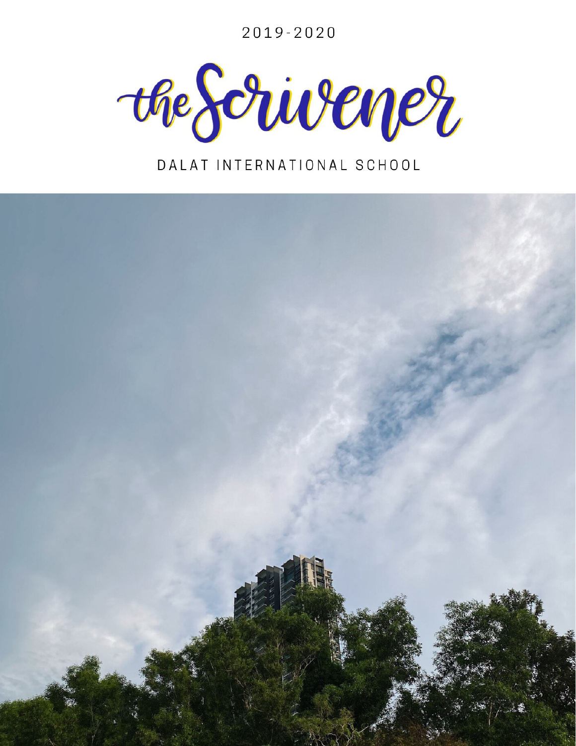2019-2020

# the Scrivener

DALAT INTERNATIONAL SCHOOL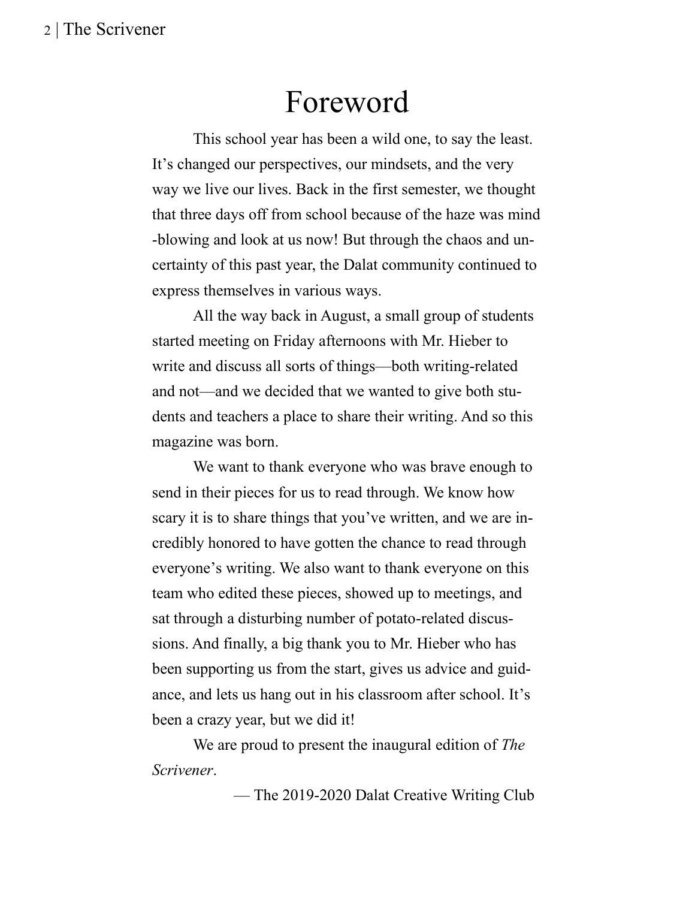# Foreword

This school year has been a wild one, to say the least. It's changed our perspectives, our mindsets, and the very way we live our lives. Back in the first semester, we thought that three days off from school because of the haze was mind-blowing and look at us now! But through the chaos and uncertainty of this past year, the Dalat community continued to express themselves in various ways.

All the way back in August, a small group of students started meeting on Friday afternoons with Mr. Hieber to write and discuss all sorts of things—both writing-related and not—and we decided that we wanted to give both students and teachers a place to share their writing. And so this magazine was born.

We want to thank everyone who was brave enough to send in their pieces for us to read through. We know how scary it is to share things that you've written, and we are incredibly honored to have gotten the chance to read through everyone's writing. We also want to thank everyone on this team who edited these pieces, showed up to meetings, and sat through a disturbing number of potato-related discussions. And finally, a big thank you to Mr. Hieber who has been supporting us from the start, gives us advice and guidance, and lets us hang out in his classroom after school. It's been a crazy year, but we did it!

We are proud to present the inaugural edition of *The Scrivener*.

— The 2019-2020 Dalat Creative Writing Club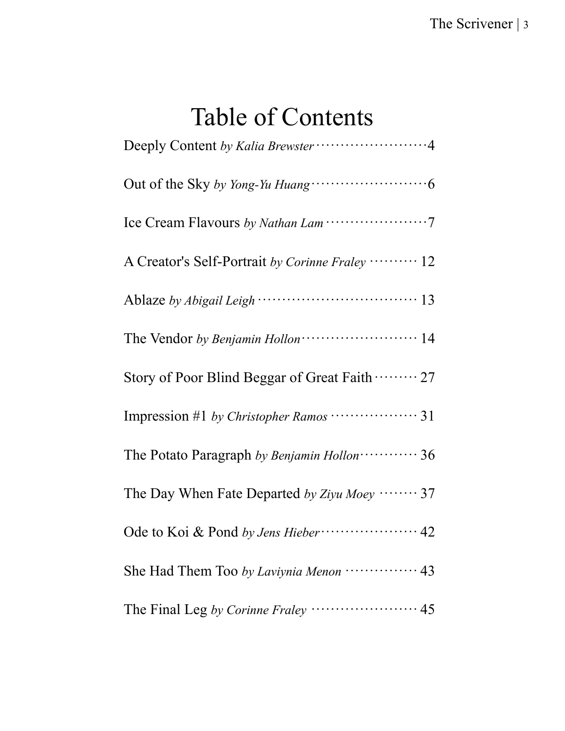# Table of Contents

Deeply Content *by Kalia Brewster* ······················· 4

Out of the Sky *by Yong-Yu Huang* ······················· 6

Ice Cream Flavours *by Nathan Lam* ···················· 7

A Creator's Self-Portrait *by Corinne Fraley* ·········· 12

Ablaze *by Abigail Leigh* ································· 13

The Vendor *by Benjamin Hollon* ······················· 14

Story of Poor Blind Beggar of Great Faith ········· 27

Impression #1 *by Christopher Ramos* ················· 31

The Potato Paragraph *by Benjamin Hollon* ··········· 36

The Day When Fate Departed *by Ziyu Moey* ········ 37

Ode to Koi & Pond *by Jens Hieber* ··················· 42

She Had Them Too *by Laviynia Menon* ··············· 43

The Final Leg *by Corinne Fraley* ······················ 45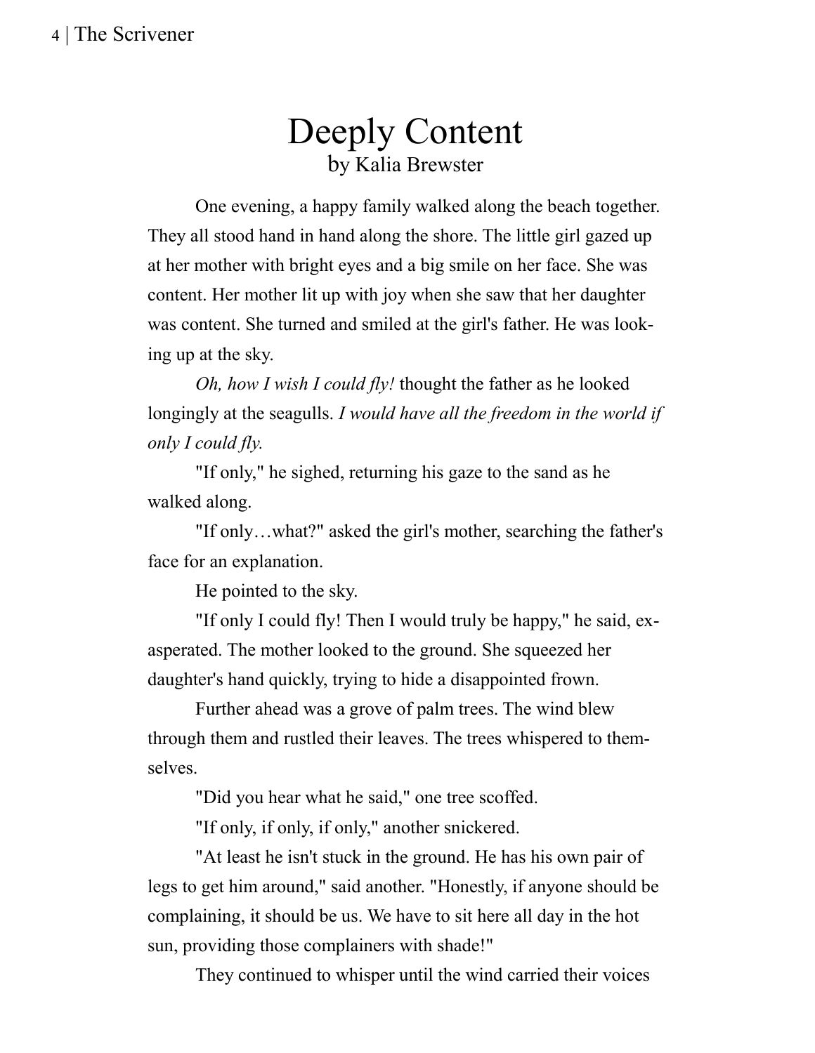# Deeply Content

by Kalia Brewster

One evening, a happy family walked along the beach together. They all stood hand in hand along the shore. The little girl gazed up at her mother with bright eyes and a big smile on her face. She was content. Her mother lit up with joy when she saw that her daughter was content. She turned and smiled at the girl's father. He was looking up at the sky.

*Oh, how I wish I could fly!* thought the father as he looked longingly at the seagulls. *I would have all the freedom in the world if only I could fly.*

"If only," he sighed, returning his gaze to the sand as he walked along.

"If only…what?" asked the girl's mother, searching the father's face for an explanation.

He pointed to the sky.

"If only I could fly! Then I would truly be happy," he said, exasperated. The mother looked to the ground. She squeezed her daughter's hand quickly, trying to hide a disappointed frown.

Further ahead was a grove of palm trees. The wind blew through them and rustled their leaves. The trees whispered to themselves.

"Did you hear what he said," one tree scoffed.

"If only, if only, if only," another snickered.

"At least he isn't stuck in the ground. He has his own pair of legs to get him around," said another. "Honestly, if anyone should be complaining, it should be us. We have to sit here all day in the hot sun, providing those complainers with shade!"

They continued to whisper until the wind carried their voices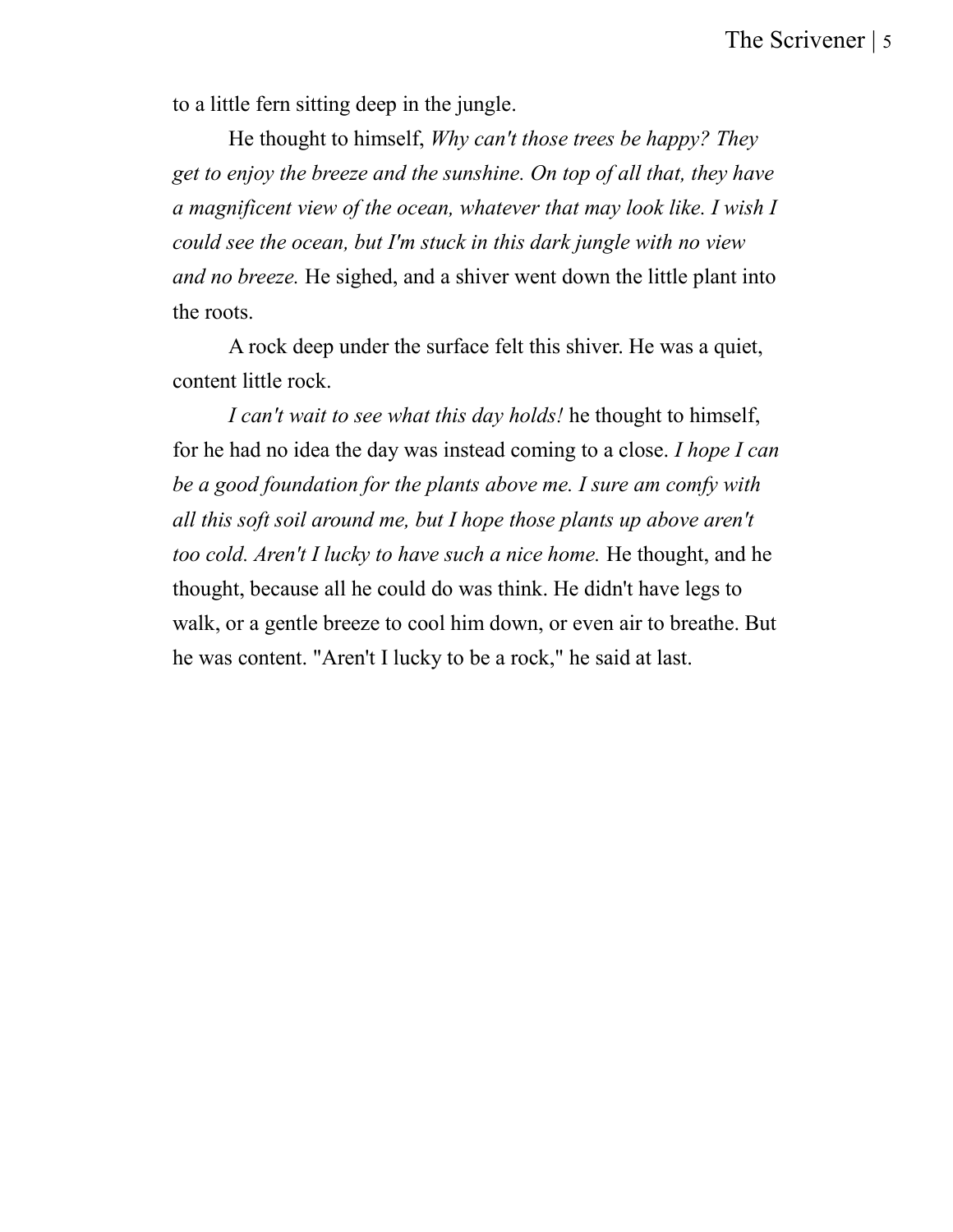to a little fern sitting deep in the jungle.

He thought to himself, *Why can't those trees be happy? They get to enjoy the breeze and the sunshine. On top of all that, they have a magnificent view of the ocean, whatever that may look like. I wish I could see the ocean, but I'm stuck in this dark jungle with no view and no breeze.* He sighed, and a shiver went down the little plant into the roots.

A rock deep under the surface felt this shiver. He was a quiet, content little rock.

*I can't wait to see what this day holds!* he thought to himself, for he had no idea the day was instead coming to a close. *I hope I can be a good foundation for the plants above me. I sure am comfy with all this soft soil around me, but I hope those plants up above aren't too cold. Aren't I lucky to have such a nice home.* He thought, and he thought, because all he could do was think. He didn't have legs to walk, or a gentle breeze to cool him down, or even air to breathe. But he was content. "Aren't I lucky to be a rock," he said at last.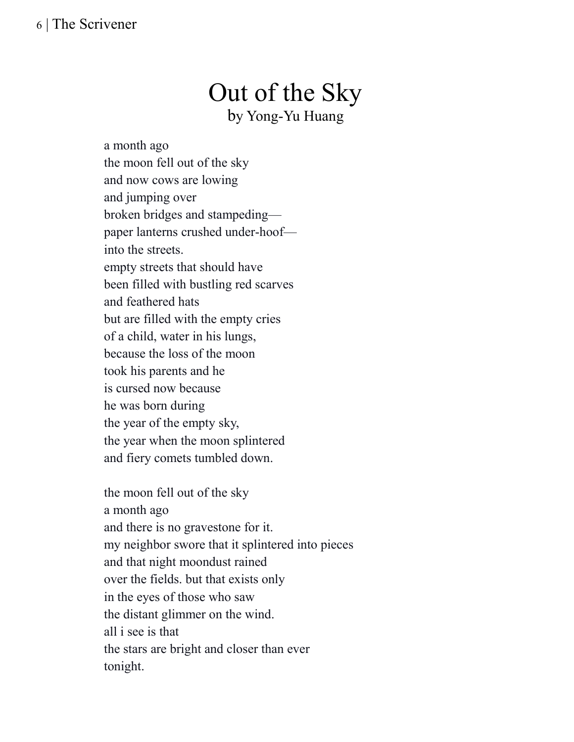# Out of the Sky

by Yong-Yu Huang

a month ago  
the moon fell out of the sky  
and now cows are lowing  
and jumping over  
broken bridges and stampeding—  
paper lanterns crushed under-hoof—  
into the streets.  
empty streets that should have  
been filled with bustling red scarves  
and feathered hats  
but are filled with the empty cries  
of a child, water in his lungs,  
because the loss of the moon  
took his parents and he  
is cursed now because  
he was born during  
the year of the empty sky,  
the year when the moon splintered  
and fiery comets tumbled down.

the moon fell out of the sky  
a month ago  
and there is no gravestone for it.  
my neighbor swore that it splintered into pieces  
and that night moondust rained  
over the fields. but that exists only  
in the eyes of those who saw  
the distant glimmer on the wind.  
all i see is that  
the stars are bright and closer than ever  
tonight.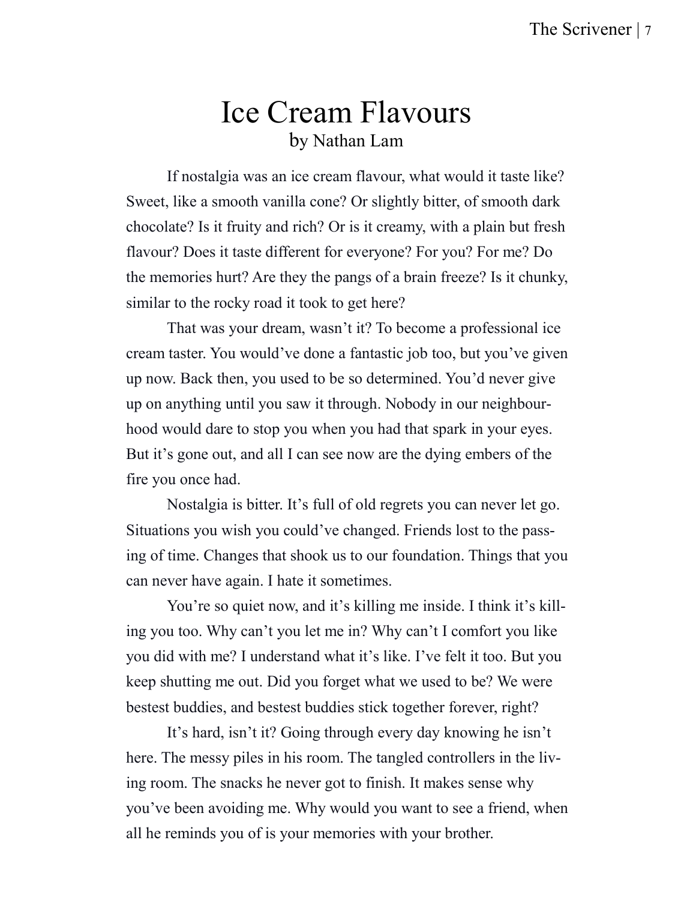# Ice Cream Flavours

by Nathan Lam

If nostalgia was an ice cream flavour, what would it taste like? Sweet, like a smooth vanilla cone? Or slightly bitter, of smooth dark chocolate? Is it fruity and rich? Or is it creamy, with a plain but fresh flavour? Does it taste different for everyone? For you? For me? Do the memories hurt? Are they the pangs of a brain freeze? Is it chunky, similar to the rocky road it took to get here?

That was your dream, wasn't it? To become a professional ice cream taster. You would've done a fantastic job too, but you've given up now. Back then, you used to be so determined. You'd never give up on anything until you saw it through. Nobody in our neighbourhood would dare to stop you when you had that spark in your eyes. But it's gone out, and all I can see now are the dying embers of the fire you once had.

Nostalgia is bitter. It's full of old regrets you can never let go. Situations you wish you could've changed. Friends lost to the passing of time. Changes that shook us to our foundation. Things that you can never have again. I hate it sometimes.

You're so quiet now, and it's killing me inside. I think it's killing you too. Why can't you let me in? Why can't I comfort you like you did with me? I understand what it's like. I've felt it too. But you keep shutting me out. Did you forget what we used to be? We were bestest buddies, and bestest buddies stick together forever, right?

It's hard, isn't it? Going through every day knowing he isn't here. The messy piles in his room. The tangled controllers in the living room. The snacks he never got to finish. It makes sense why you've been avoiding me. Why would you want to see a friend, when all he reminds you of is your memories with your brother.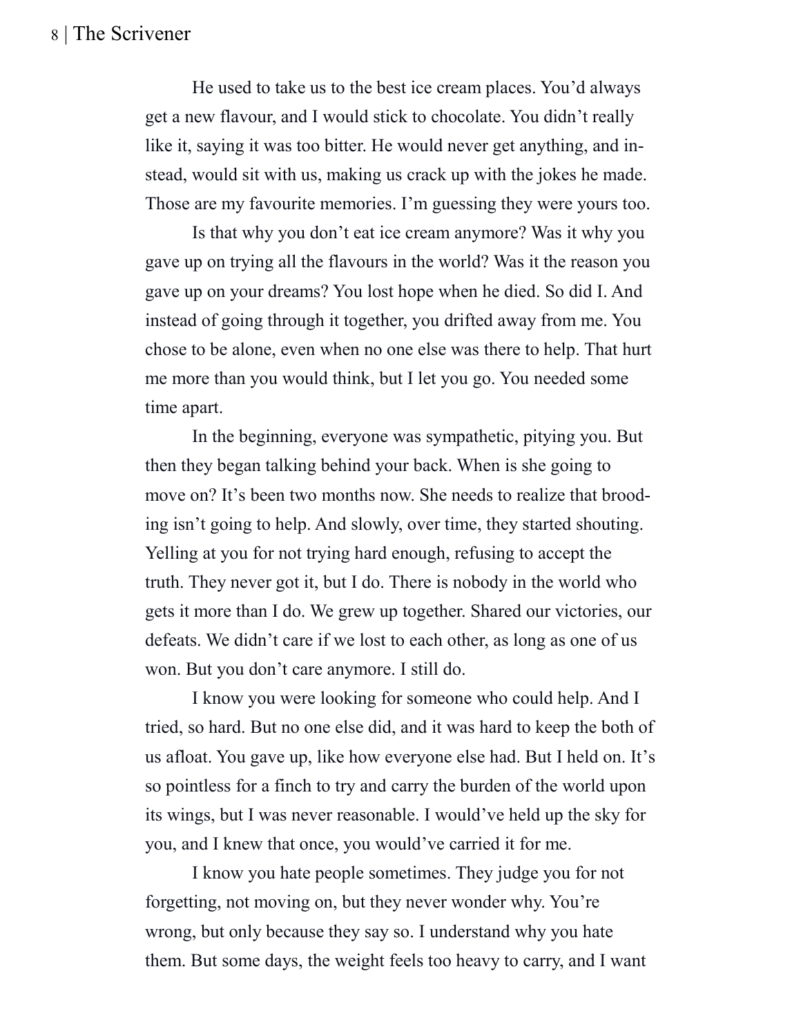He used to take us to the best ice cream places. You'd always get a new flavour, and I would stick to chocolate. You didn't really like it, saying it was too bitter. He would never get anything, and instead, would sit with us, making us crack up with the jokes he made. Those are my favourite memories. I'm guessing they were yours too.

Is that why you don't eat ice cream anymore? Was it why you gave up on trying all the flavours in the world? Was it the reason you gave up on your dreams? You lost hope when he died. So did I. And instead of going through it together, you drifted away from me. You chose to be alone, even when no one else was there to help. That hurt me more than you would think, but I let you go. You needed some time apart.

In the beginning, everyone was sympathetic, pitying you. But then they began talking behind your back. When is she going to move on? It's been two months now. She needs to realize that brooding isn't going to help. And slowly, over time, they started shouting. Yelling at you for not trying hard enough, refusing to accept the truth. They never got it, but I do. There is nobody in the world who gets it more than I do. We grew up together. Shared our victories, our defeats. We didn't care if we lost to each other, as long as one of us won. But you don't care anymore. I still do.

I know you were looking for someone who could help. And I tried, so hard. But no one else did, and it was hard to keep the both of us afloat. You gave up, like how everyone else had. But I held on. It's so pointless for a finch to try and carry the burden of the world upon its wings, but I was never reasonable. I would've held up the sky for you, and I knew that once, you would've carried it for me.

I know you hate people sometimes. They judge you for not forgetting, not moving on, but they never wonder why. You're wrong, but only because they say so. I understand why you hate them. But some days, the weight feels too heavy to carry, and I want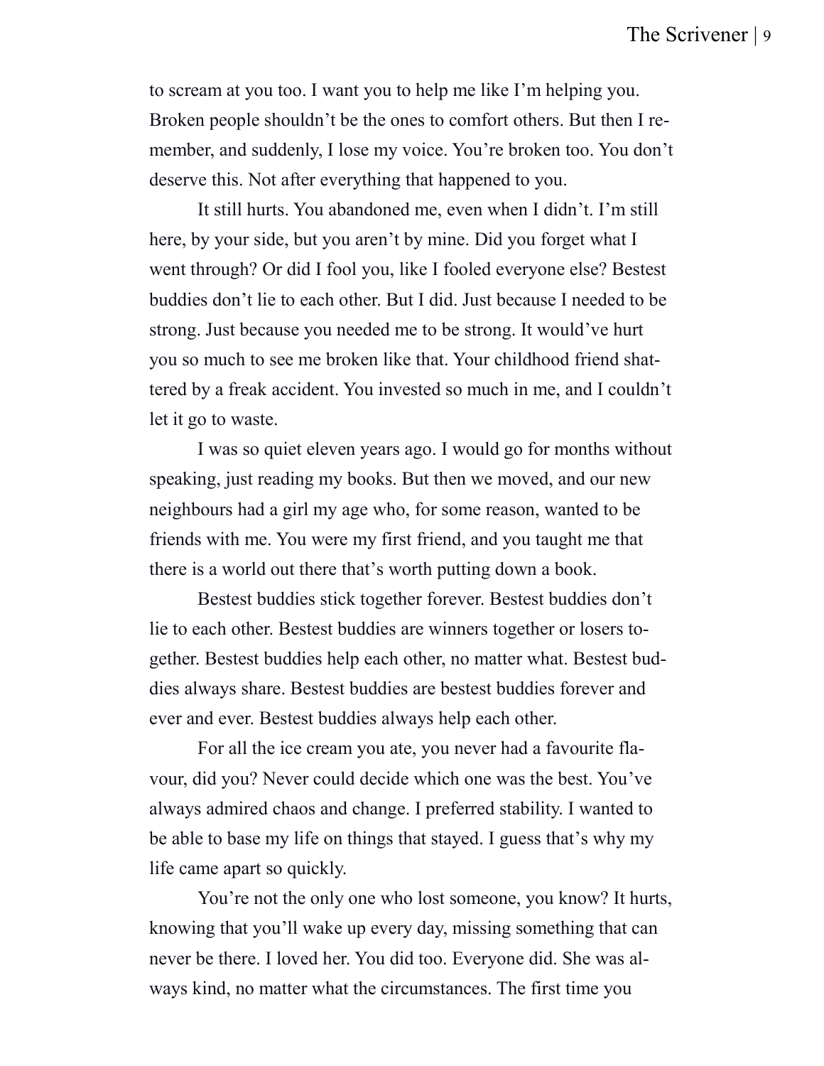to scream at you too. I want you to help me like I'm helping you. Broken people shouldn't be the ones to comfort others. But then I remember, and suddenly, I lose my voice. You're broken too. You don't deserve this. Not after everything that happened to you.

It still hurts. You abandoned me, even when I didn't. I'm still here, by your side, but you aren't by mine. Did you forget what I went through? Or did I fool you, like I fooled everyone else? Bestest buddies don't lie to each other. But I did. Just because I needed to be strong. Just because you needed me to be strong. It would've hurt you so much to see me broken like that. Your childhood friend shattered by a freak accident. You invested so much in me, and I couldn't let it go to waste.

I was so quiet eleven years ago. I would go for months without speaking, just reading my books. But then we moved, and our new neighbours had a girl my age who, for some reason, wanted to be friends with me. You were my first friend, and you taught me that there is a world out there that's worth putting down a book.

Bestest buddies stick together forever. Bestest buddies don't lie to each other. Bestest buddies are winners together or losers together. Bestest buddies help each other, no matter what. Bestest buddies always share. Bestest buddies are bestest buddies forever and ever and ever. Bestest buddies always help each other.

For all the ice cream you ate, you never had a favourite flavour, did you? Never could decide which one was the best. You've always admired chaos and change. I preferred stability. I wanted to be able to base my life on things that stayed. I guess that's why my life came apart so quickly.

You're not the only one who lost someone, you know? It hurts, knowing that you'll wake up every day, missing something that can never be there. I loved her. You did too. Everyone did. She was always kind, no matter what the circumstances. The first time you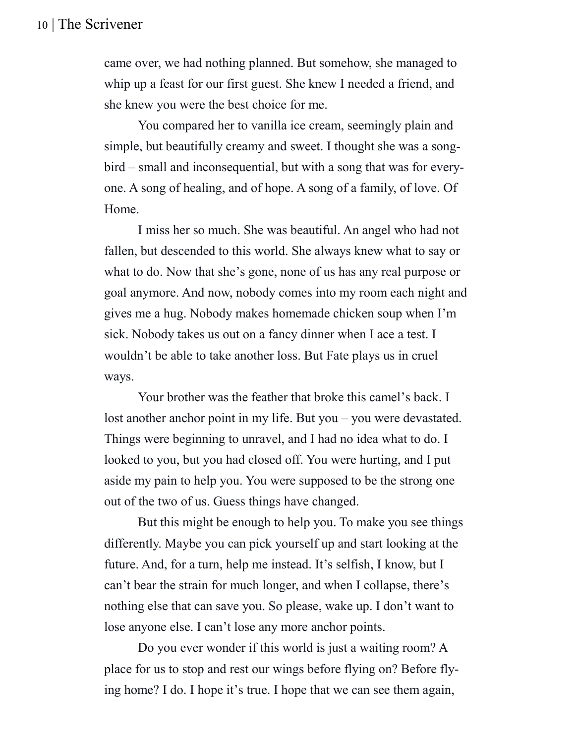came over, we had nothing planned. But somehow, she managed to whip up a feast for our first guest. She knew I needed a friend, and she knew you were the best choice for me.

You compared her to vanilla ice cream, seemingly plain and simple, but beautifully creamy and sweet. I thought she was a songbird – small and inconsequential, but with a song that was for everyone. A song of healing, and of hope. A song of a family, of love. Of Home.

I miss her so much. She was beautiful. An angel who had not fallen, but descended to this world. She always knew what to say or what to do. Now that she's gone, none of us has any real purpose or goal anymore. And now, nobody comes into my room each night and gives me a hug. Nobody makes homemade chicken soup when I'm sick. Nobody takes us out on a fancy dinner when I ace a test. I wouldn't be able to take another loss. But Fate plays us in cruel ways.

Your brother was the feather that broke this camel's back. I lost another anchor point in my life. But you – you were devastated. Things were beginning to unravel, and I had no idea what to do. I looked to you, but you had closed off. You were hurting, and I put aside my pain to help you. You were supposed to be the strong one out of the two of us. Guess things have changed.

But this might be enough to help you. To make you see things differently. Maybe you can pick yourself up and start looking at the future. And, for a turn, help me instead. It's selfish, I know, but I can't bear the strain for much longer, and when I collapse, there's nothing else that can save you. So please, wake up. I don't want to lose anyone else. I can't lose any more anchor points.

Do you ever wonder if this world is just a waiting room? A place for us to stop and rest our wings before flying on? Before flying home? I do. I hope it's true. I hope that we can see them again,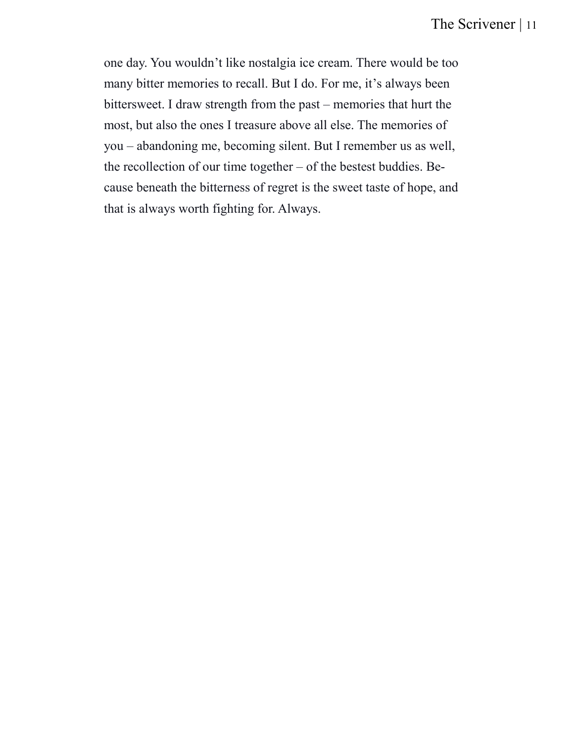one day. You wouldn't like nostalgia ice cream. There would be too many bitter memories to recall. But I do. For me, it's always been bittersweet. I draw strength from the past – memories that hurt the most, but also the ones I treasure above all else. The memories of you – abandoning me, becoming silent. But I remember us as well, the recollection of our time together – of the bestest buddies. Because beneath the bitterness of regret is the sweet taste of hope, and that is always worth fighting for. Always.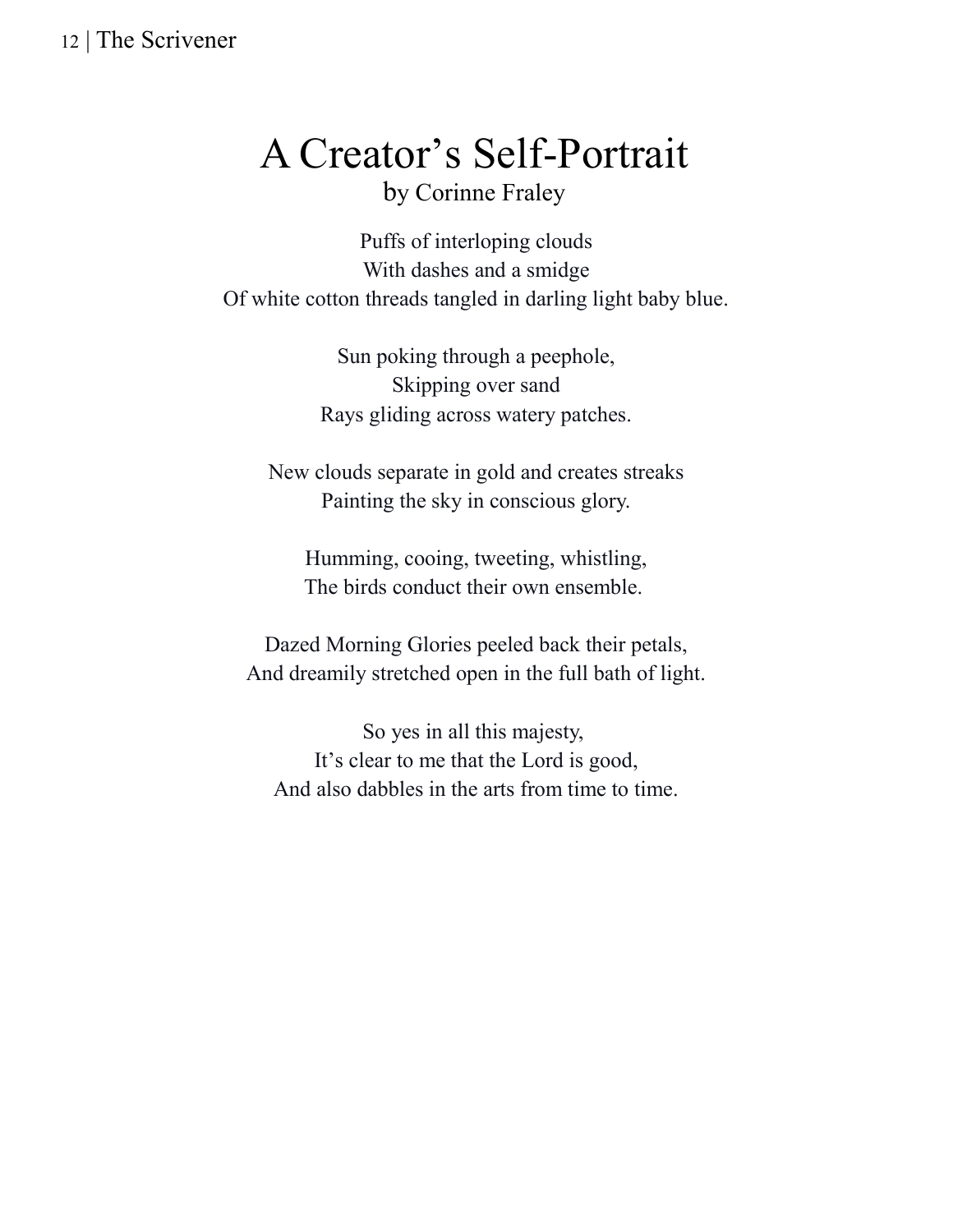# A Creator's Self-Portrait

by Corinne Fraley

Puffs of interloping clouds  
With dashes and a smidge  
Of white cotton threads tangled in darling light baby blue.

Sun poking through a peephole,  
Skipping over sand  
Rays gliding across watery patches.

New clouds separate in gold and creates streaks  
Painting the sky in conscious glory.

Humming, cooing, tweeting, whistling,  
The birds conduct their own ensemble.

Dazed Morning Glories peeled back their petals,  
And dreamily stretched open in the full bath of light.

So yes in all this majesty,  
It's clear to me that the Lord is good,  
And also dabbles in the arts from time to time.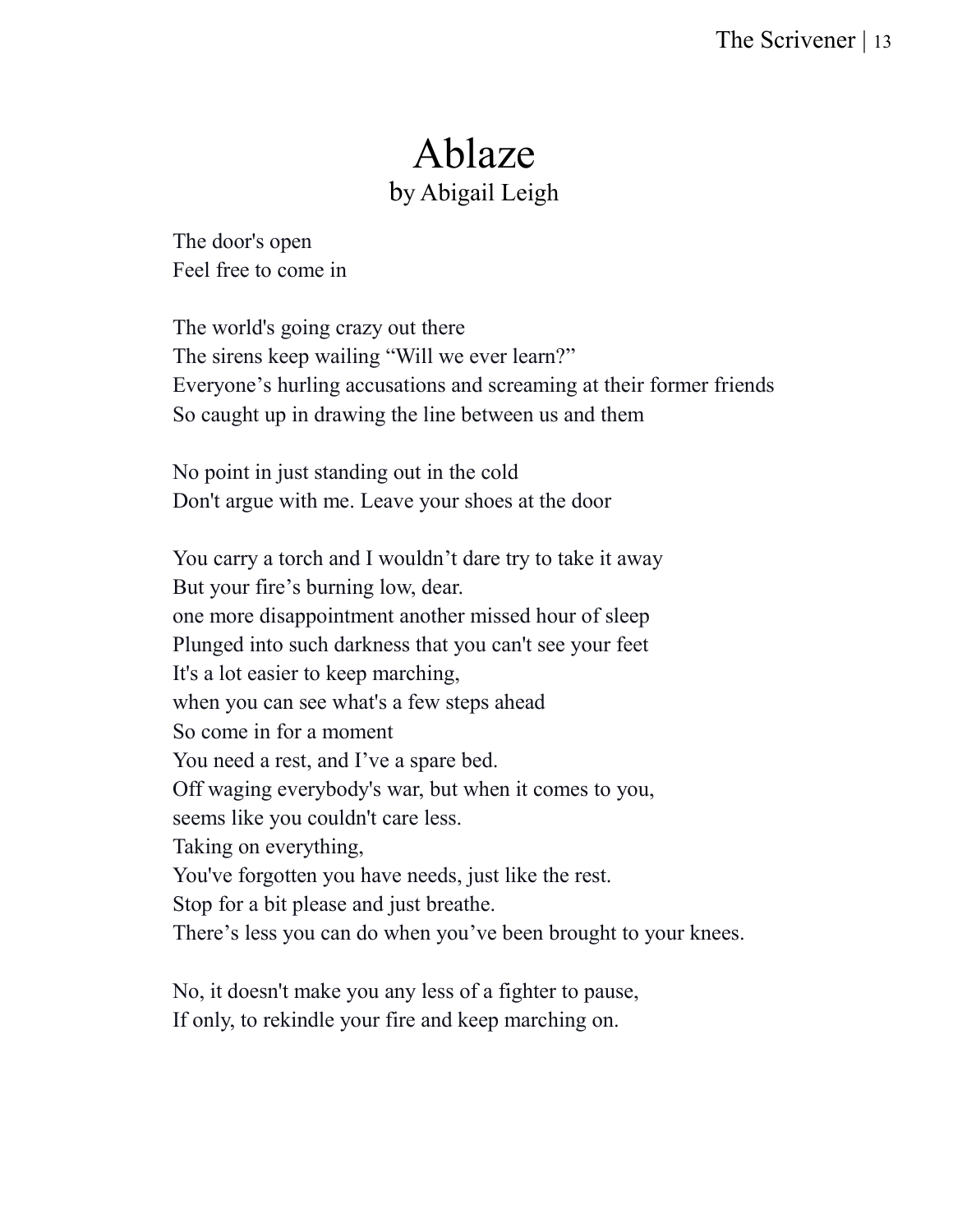# Ablaze

by Abigail Leigh

The door's open  
Feel free to come in

The world's going crazy out there  
The sirens keep wailing "Will we ever learn?"  
Everyone's hurling accusations and screaming at their former friends  
So caught up in drawing the line between us and them

No point in just standing out in the cold  
Don't argue with me. Leave your shoes at the door

You carry a torch and I wouldn't dare try to take it away  
But your fire's burning low, dear.  
one more disappointment another missed hour of sleep  
Plunged into such darkness that you can't see your feet  
It's a lot easier to keep marching,  
when you can see what's a few steps ahead  
So come in for a moment  
You need a rest, and I've a spare bed.  
Off waging everybody's war, but when it comes to you,  
seems like you couldn't care less.  
Taking on everything,  
You've forgotten you have needs, just like the rest.  
Stop for a bit please and just breathe.  
There's less you can do when you've been brought to your knees.

No, it doesn't make you any less of a fighter to pause,  
If only, to rekindle your fire and keep marching on.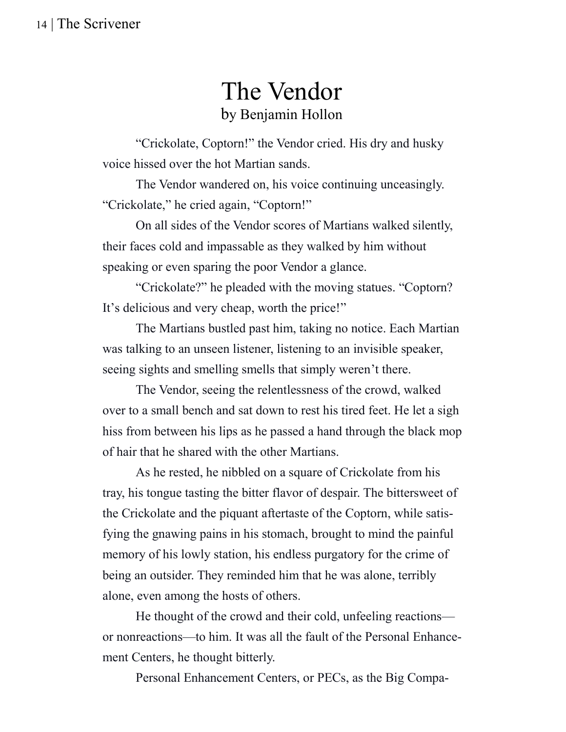# The Vendor

by Benjamin Hollon

"Crickolate, Coptorn!" the Vendor cried. His dry and husky voice hissed over the hot Martian sands.

The Vendor wandered on, his voice continuing unceasingly. "Crickolate," he cried again, "Coptorn!"

On all sides of the Vendor scores of Martians walked silently, their faces cold and impassable as they walked by him without speaking or even sparing the poor Vendor a glance.

"Crickolate?" he pleaded with the moving statues. "Coptorn? It's delicious and very cheap, worth the price!"

The Martians bustled past him, taking no notice. Each Martian was talking to an unseen listener, listening to an invisible speaker, seeing sights and smelling smells that simply weren't there.

The Vendor, seeing the relentlessness of the crowd, walked over to a small bench and sat down to rest his tired feet. He let a sigh hiss from between his lips as he passed a hand through the black mop of hair that he shared with the other Martians.

As he rested, he nibbled on a square of Crickolate from his tray, his tongue tasting the bitter flavor of despair. The bittersweet of the Crickolate and the piquant aftertaste of the Coptorn, while satisfying the gnawing pains in his stomach, brought to mind the painful memory of his lowly station, his endless purgatory for the crime of being an outsider. They reminded him that he was alone, terribly alone, even among the hosts of others.

He thought of the crowd and their cold, unfeeling reactions—or nonreactions—to him. It was all the fault of the Personal Enhancement Centers, he thought bitterly.

Personal Enhancement Centers, or PECs, as the Big Compa-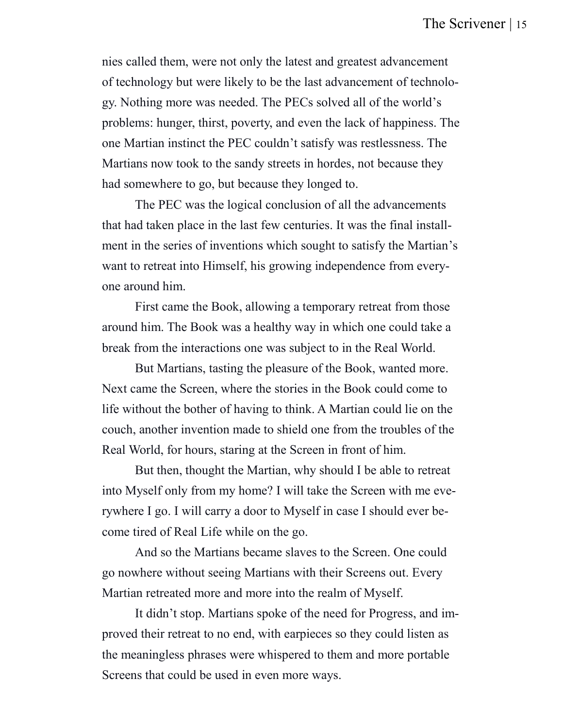nies called them, were not only the latest and greatest advancement of technology but were likely to be the last advancement of technology. Nothing more was needed. The PECs solved all of the world's problems: hunger, thirst, poverty, and even the lack of happiness. The one Martian instinct the PEC couldn't satisfy was restlessness. The Martians now took to the sandy streets in hordes, not because they had somewhere to go, but because they longed to.

The PEC was the logical conclusion of all the advancements that had taken place in the last few centuries. It was the final installment in the series of inventions which sought to satisfy the Martian's want to retreat into Himself, his growing independence from everyone around him.

First came the Book, allowing a temporary retreat from those around him. The Book was a healthy way in which one could take a break from the interactions one was subject to in the Real World.

But Martians, tasting the pleasure of the Book, wanted more. Next came the Screen, where the stories in the Book could come to life without the bother of having to think. A Martian could lie on the couch, another invention made to shield one from the troubles of the Real World, for hours, staring at the Screen in front of him.

But then, thought the Martian, why should I be able to retreat into Myself only from my home? I will take the Screen with me everywhere I go. I will carry a door to Myself in case I should ever become tired of Real Life while on the go.

And so the Martians became slaves to the Screen. One could go nowhere without seeing Martians with their Screens out. Every Martian retreated more and more into the realm of Myself.

It didn't stop. Martians spoke of the need for Progress, and improved their retreat to no end, with earpieces so they could listen as the meaningless phrases were whispered to them and more portable Screens that could be used in even more ways.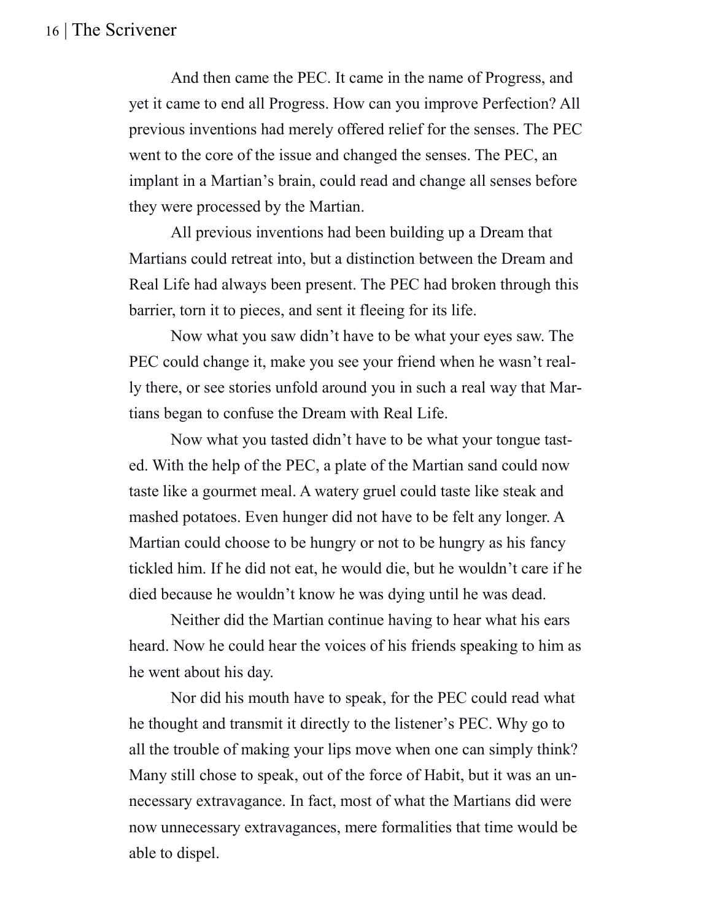And then came the PEC. It came in the name of Progress, and yet it came to end all Progress. How can you improve Perfection? All previous inventions had merely offered relief for the senses. The PEC went to the core of the issue and changed the senses. The PEC, an implant in a Martian's brain, could read and change all senses before they were processed by the Martian.

All previous inventions had been building up a Dream that Martians could retreat into, but a distinction between the Dream and Real Life had always been present. The PEC had broken through this barrier, torn it to pieces, and sent it fleeing for its life.

Now what you saw didn't have to be what your eyes saw. The PEC could change it, make you see your friend when he wasn't really there, or see stories unfold around you in such a real way that Martians began to confuse the Dream with Real Life.

Now what you tasted didn't have to be what your tongue tasted. With the help of the PEC, a plate of the Martian sand could now taste like a gourmet meal. A watery gruel could taste like steak and mashed potatoes. Even hunger did not have to be felt any longer. A Martian could choose to be hungry or not to be hungry as his fancy tickled him. If he did not eat, he would die, but he wouldn't care if he died because he wouldn't know he was dying until he was dead.

Neither did the Martian continue having to hear what his ears heard. Now he could hear the voices of his friends speaking to him as he went about his day.

Nor did his mouth have to speak, for the PEC could read what he thought and transmit it directly to the listener's PEC. Why go to all the trouble of making your lips move when one can simply think? Many still chose to speak, out of the force of Habit, but it was an unnecessary extravagance. In fact, most of what the Martians did were now unnecessary extravagances, mere formalities that time would be able to dispel.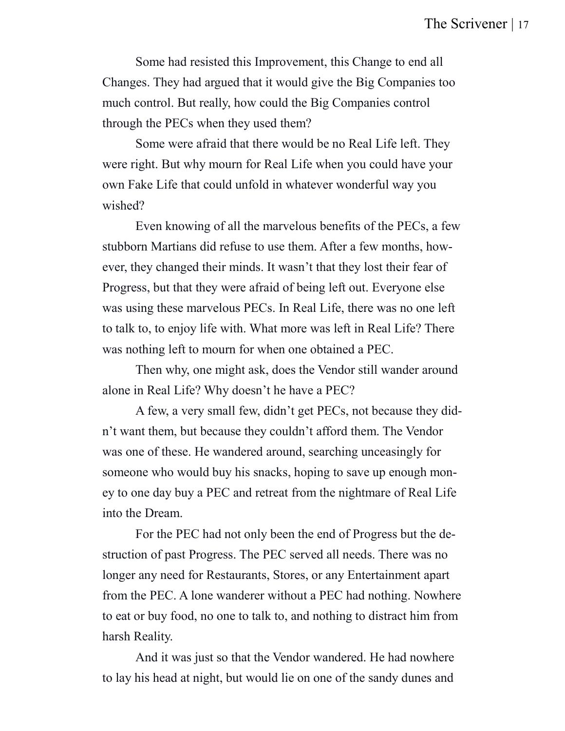Some had resisted this Improvement, this Change to end all Changes. They had argued that it would give the Big Companies too much control. But really, how could the Big Companies control through the PECs when they used them?

Some were afraid that there would be no Real Life left. They were right. But why mourn for Real Life when you could have your own Fake Life that could unfold in whatever wonderful way you wished?

Even knowing of all the marvelous benefits of the PECs, a few stubborn Martians did refuse to use them. After a few months, however, they changed their minds. It wasn't that they lost their fear of Progress, but that they were afraid of being left out. Everyone else was using these marvelous PECs. In Real Life, there was no one left to talk to, to enjoy life with. What more was left in Real Life? There was nothing left to mourn for when one obtained a PEC.

Then why, one might ask, does the Vendor still wander around alone in Real Life? Why doesn't he have a PEC?

A few, a very small few, didn't get PECs, not because they didn't want them, but because they couldn't afford them. The Vendor was one of these. He wandered around, searching unceasingly for someone who would buy his snacks, hoping to save up enough money to one day buy a PEC and retreat from the nightmare of Real Life into the Dream.

For the PEC had not only been the end of Progress but the destruction of past Progress. The PEC served all needs. There was no longer any need for Restaurants, Stores, or any Entertainment apart from the PEC. A lone wanderer without a PEC had nothing. Nowhere to eat or buy food, no one to talk to, and nothing to distract him from harsh Reality.

And it was just so that the Vendor wandered. He had nowhere to lay his head at night, but would lie on one of the sandy dunes and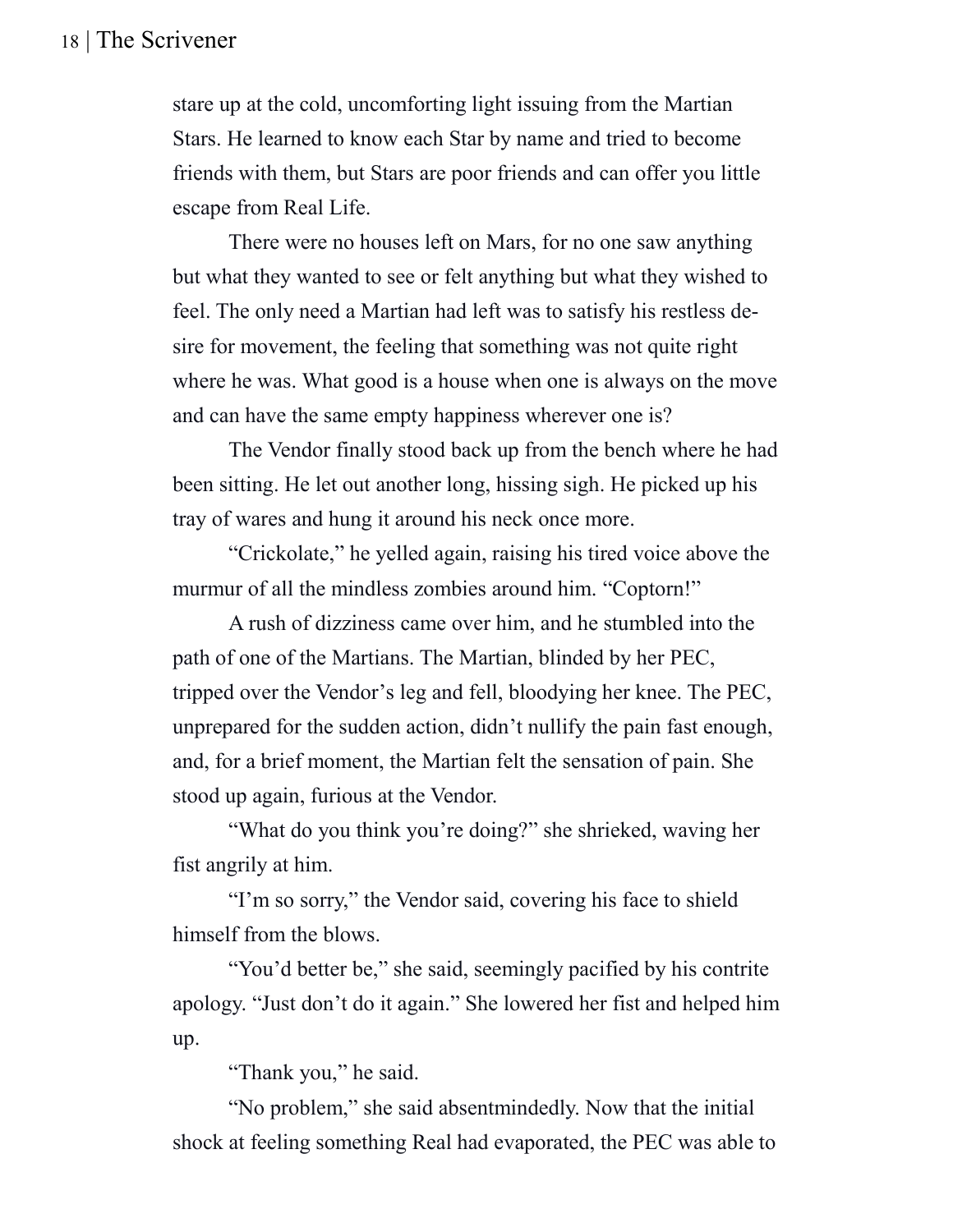stare up at the cold, uncomforting light issuing from the Martian Stars. He learned to know each Star by name and tried to become friends with them, but Stars are poor friends and can offer you little escape from Real Life.

There were no houses left on Mars, for no one saw anything but what they wanted to see or felt anything but what they wished to feel. The only need a Martian had left was to satisfy his restless desire for movement, the feeling that something was not quite right where he was. What good is a house when one is always on the move and can have the same empty happiness wherever one is?

The Vendor finally stood back up from the bench where he had been sitting. He let out another long, hissing sigh. He picked up his tray of wares and hung it around his neck once more.

"Crickolate," he yelled again, raising his tired voice above the murmur of all the mindless zombies around him. "Coptorn!"

A rush of dizziness came over him, and he stumbled into the path of one of the Martians. The Martian, blinded by her PEC, tripped over the Vendor's leg and fell, bloodying her knee. The PEC, unprepared for the sudden action, didn't nullify the pain fast enough, and, for a brief moment, the Martian felt the sensation of pain. She stood up again, furious at the Vendor.

"What do you think you're doing?" she shrieked, waving her fist angrily at him.

"I'm so sorry," the Vendor said, covering his face to shield himself from the blows.

"You'd better be," she said, seemingly pacified by his contrite apology. "Just don't do it again." She lowered her fist and helped him up.

"Thank you," he said.

"No problem," she said absentmindedly. Now that the initial shock at feeling something Real had evaporated, the PEC was able to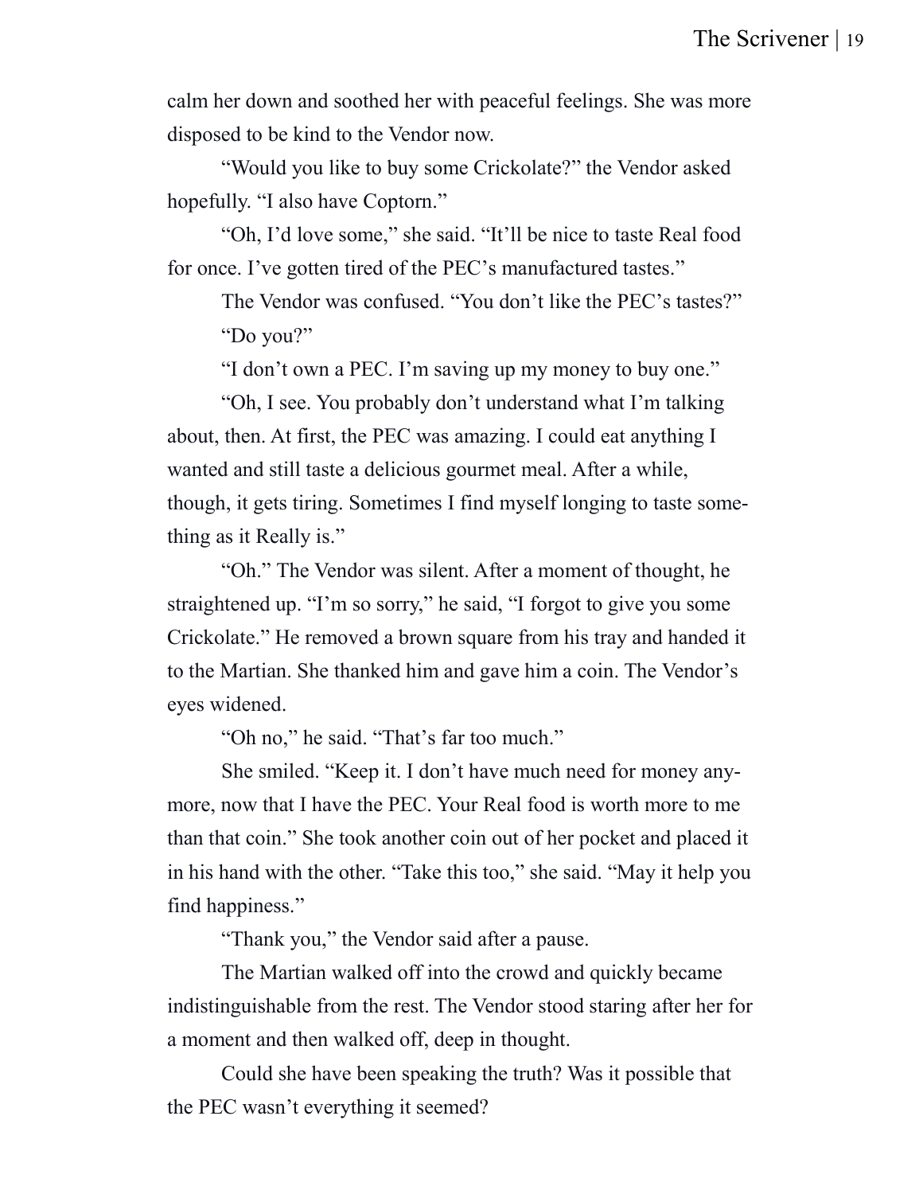calm her down and soothed her with peaceful feelings. She was more disposed to be kind to the Vendor now.

"Would you like to buy some Crickolate?" the Vendor asked hopefully. "I also have Coptorn."

"Oh, I'd love some," she said. "It'll be nice to taste Real food for once. I've gotten tired of the PEC's manufactured tastes."

The Vendor was confused. "You don't like the PEC's tastes?"

"Do you?"

"I don't own a PEC. I'm saving up my money to buy one."

"Oh, I see. You probably don't understand what I'm talking about, then. At first, the PEC was amazing. I could eat anything I wanted and still taste a delicious gourmet meal. After a while, though, it gets tiring. Sometimes I find myself longing to taste something as it Really is."

"Oh." The Vendor was silent. After a moment of thought, he straightened up. "I'm so sorry," he said, "I forgot to give you some Crickolate." He removed a brown square from his tray and handed it to the Martian. She thanked him and gave him a coin. The Vendor's eyes widened.

"Oh no," he said. "That's far too much."

She smiled. "Keep it. I don't have much need for money anymore, now that I have the PEC. Your Real food is worth more to me than that coin." She took another coin out of her pocket and placed it in his hand with the other. "Take this too," she said. "May it help you find happiness."

"Thank you," the Vendor said after a pause.

The Martian walked off into the crowd and quickly became indistinguishable from the rest. The Vendor stood staring after her for a moment and then walked off, deep in thought.

Could she have been speaking the truth? Was it possible that the PEC wasn't everything it seemed?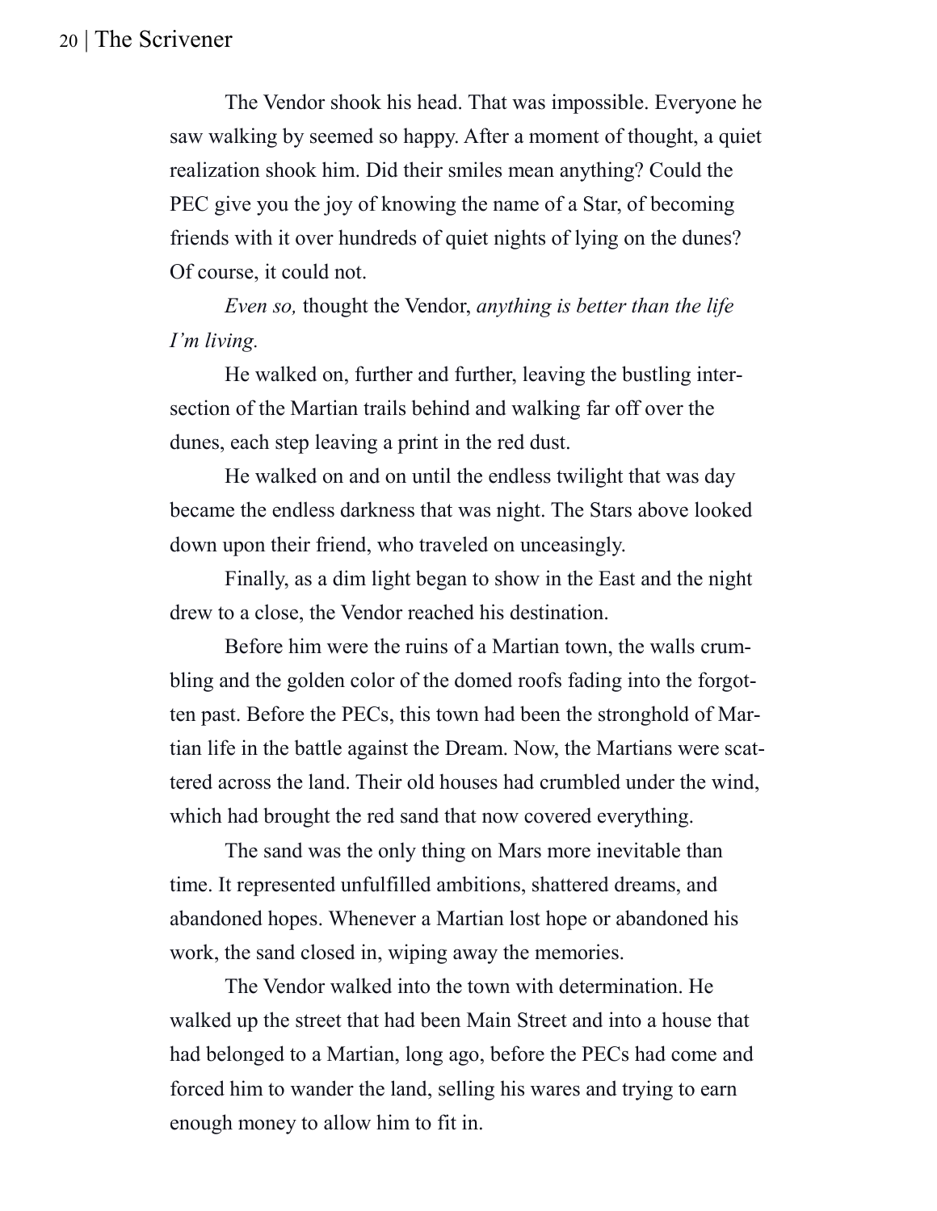The Vendor shook his head. That was impossible. Everyone he saw walking by seemed so happy. After a moment of thought, a quiet realization shook him. Did their smiles mean anything? Could the PEC give you the joy of knowing the name of a Star, of becoming friends with it over hundreds of quiet nights of lying on the dunes? Of course, it could not.

*Even so,* thought the Vendor, *anything is better than the life I'm living.*

He walked on, further and further, leaving the bustling intersection of the Martian trails behind and walking far off over the dunes, each step leaving a print in the red dust.

He walked on and on until the endless twilight that was day became the endless darkness that was night. The Stars above looked down upon their friend, who traveled on unceasingly.

Finally, as a dim light began to show in the East and the night drew to a close, the Vendor reached his destination.

Before him were the ruins of a Martian town, the walls crumbling and the golden color of the domed roofs fading into the forgotten past. Before the PECs, this town had been the stronghold of Martian life in the battle against the Dream. Now, the Martians were scattered across the land. Their old houses had crumbled under the wind, which had brought the red sand that now covered everything.

The sand was the only thing on Mars more inevitable than time. It represented unfulfilled ambitions, shattered dreams, and abandoned hopes. Whenever a Martian lost hope or abandoned his work, the sand closed in, wiping away the memories.

The Vendor walked into the town with determination. He walked up the street that had been Main Street and into a house that had belonged to a Martian, long ago, before the PECs had come and forced him to wander the land, selling his wares and trying to earn enough money to allow him to fit in.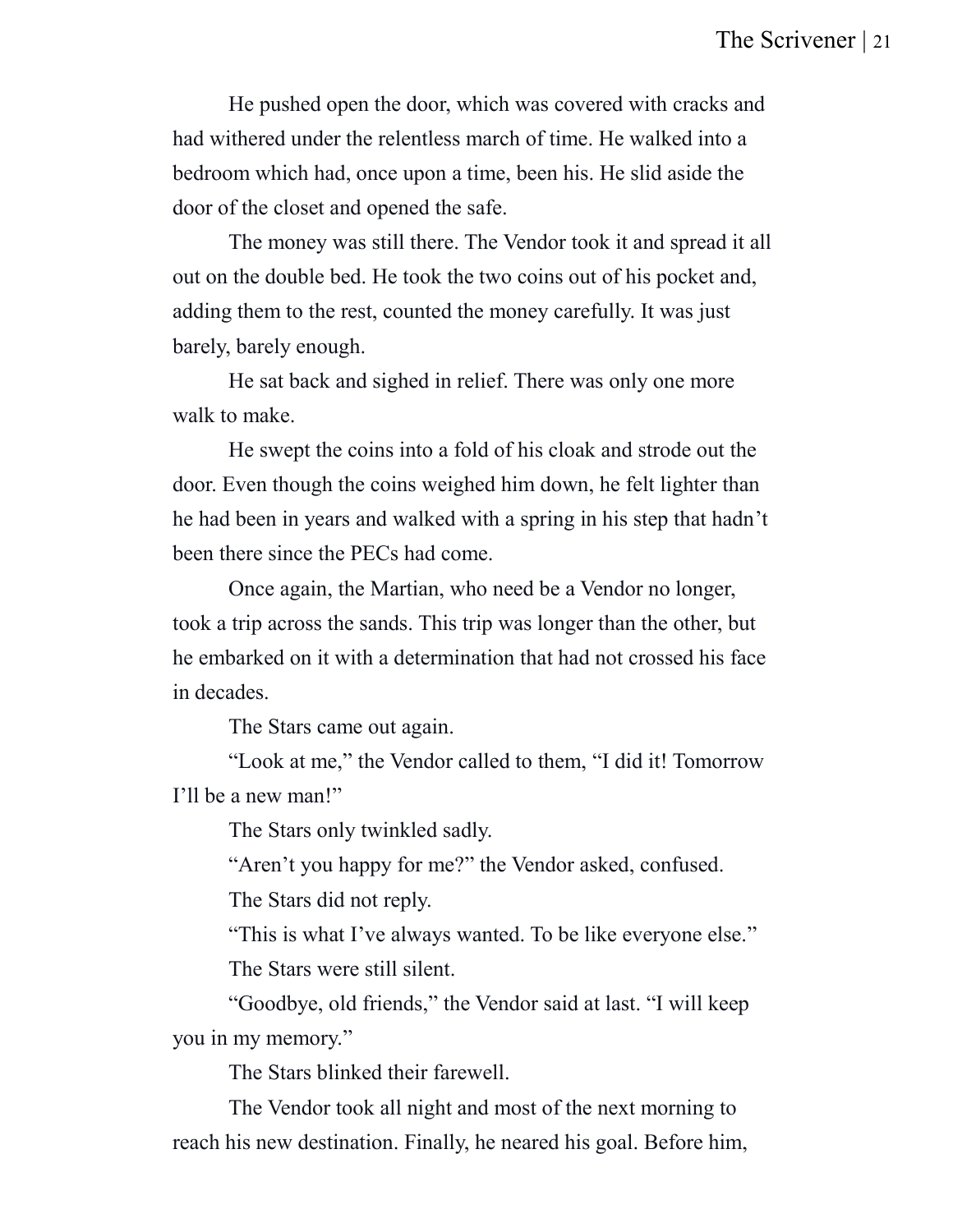He pushed open the door, which was covered with cracks and had withered under the relentless march of time. He walked into a bedroom which had, once upon a time, been his. He slid aside the door of the closet and opened the safe.

The money was still there. The Vendor took it and spread it all out on the double bed. He took the two coins out of his pocket and, adding them to the rest, counted the money carefully. It was just barely, barely enough.

He sat back and sighed in relief. There was only one more walk to make.

He swept the coins into a fold of his cloak and strode out the door. Even though the coins weighed him down, he felt lighter than he had been in years and walked with a spring in his step that hadn't been there since the PECs had come.

Once again, the Martian, who need be a Vendor no longer, took a trip across the sands. This trip was longer than the other, but he embarked on it with a determination that had not crossed his face in decades.

The Stars came out again.

"Look at me," the Vendor called to them, "I did it! Tomorrow I'll be a new man!"

The Stars only twinkled sadly.

"Aren't you happy for me?" the Vendor asked, confused.

The Stars did not reply.

"This is what I've always wanted. To be like everyone else."

The Stars were still silent.

"Goodbye, old friends," the Vendor said at last. "I will keep you in my memory."

The Stars blinked their farewell.

The Vendor took all night and most of the next morning to reach his new destination. Finally, he neared his goal. Before him,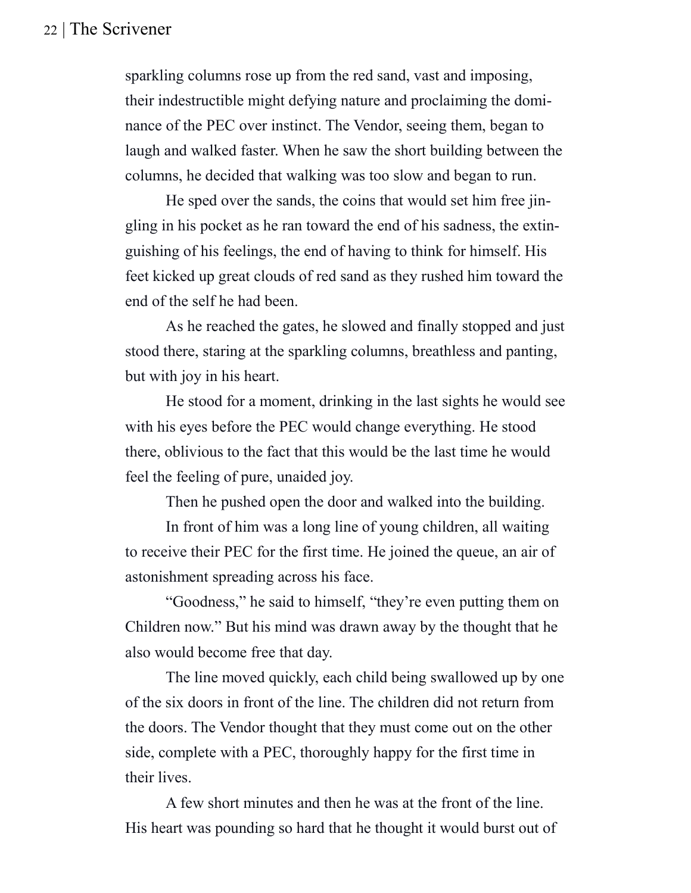sparkling columns rose up from the red sand, vast and imposing, their indestructible might defying nature and proclaiming the dominance of the PEC over instinct. The Vendor, seeing them, began to laugh and walked faster. When he saw the short building between the columns, he decided that walking was too slow and began to run.

He sped over the sands, the coins that would set him free jingling in his pocket as he ran toward the end of his sadness, the extinguishing of his feelings, the end of having to think for himself. His feet kicked up great clouds of red sand as they rushed him toward the end of the self he had been.

As he reached the gates, he slowed and finally stopped and just stood there, staring at the sparkling columns, breathless and panting, but with joy in his heart.

He stood for a moment, drinking in the last sights he would see with his eyes before the PEC would change everything. He stood there, oblivious to the fact that this would be the last time he would feel the feeling of pure, unaided joy.

Then he pushed open the door and walked into the building.

In front of him was a long line of young children, all waiting to receive their PEC for the first time. He joined the queue, an air of astonishment spreading across his face.

"Goodness," he said to himself, "they're even putting them on Children now." But his mind was drawn away by the thought that he also would become free that day.

The line moved quickly, each child being swallowed up by one of the six doors in front of the line. The children did not return from the doors. The Vendor thought that they must come out on the other side, complete with a PEC, thoroughly happy for the first time in their lives.

A few short minutes and then he was at the front of the line. His heart was pounding so hard that he thought it would burst out of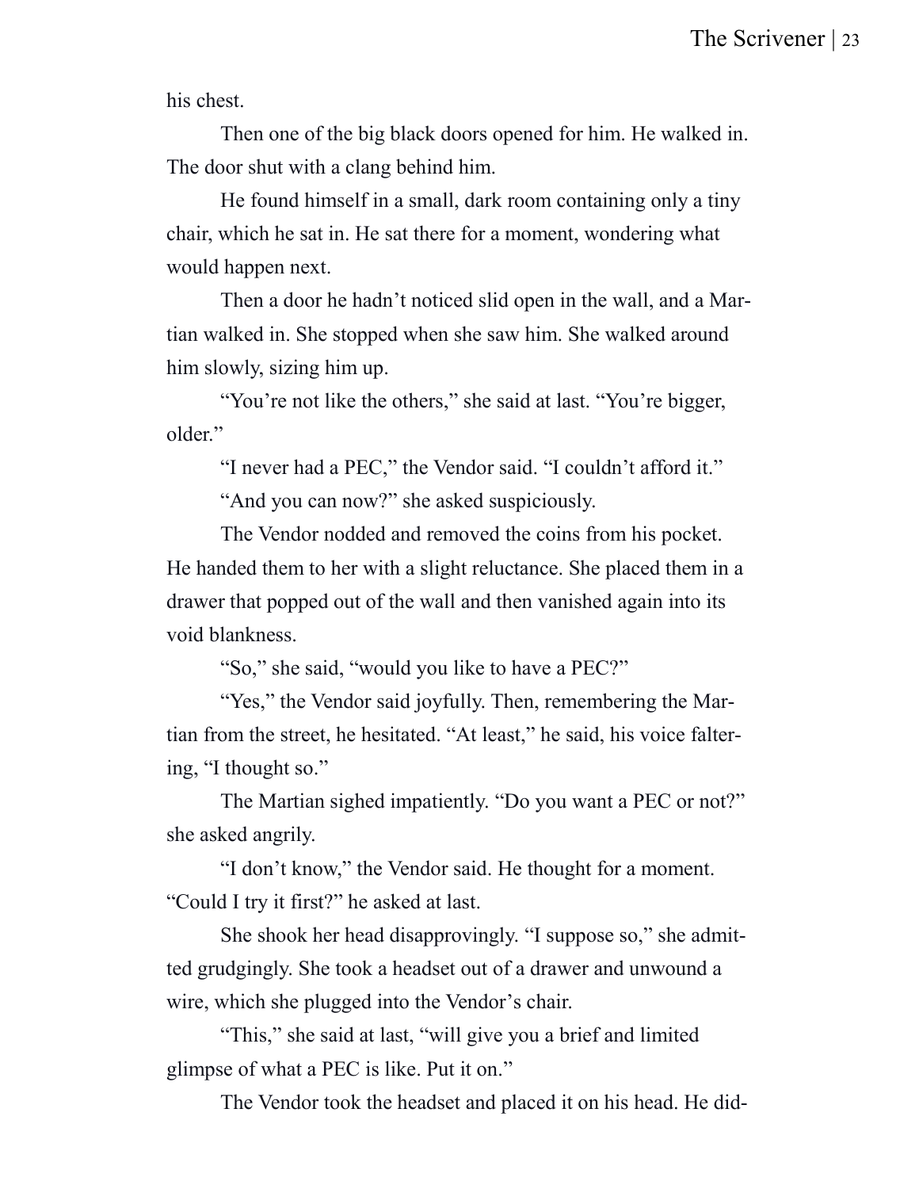his chest.

Then one of the big black doors opened for him. He walked in. The door shut with a clang behind him.

He found himself in a small, dark room containing only a tiny chair, which he sat in. He sat there for a moment, wondering what would happen next.

Then a door he hadn't noticed slid open in the wall, and a Martian walked in. She stopped when she saw him. She walked around him slowly, sizing him up.

"You're not like the others," she said at last. "You're bigger, older."

"I never had a PEC," the Vendor said. "I couldn't afford it."

"And you can now?" she asked suspiciously.

The Vendor nodded and removed the coins from his pocket. He handed them to her with a slight reluctance. She placed them in a drawer that popped out of the wall and then vanished again into its void blankness.

"So," she said, "would you like to have a PEC?"

"Yes," the Vendor said joyfully. Then, remembering the Martian from the street, he hesitated. "At least," he said, his voice faltering, "I thought so."

The Martian sighed impatiently. "Do you want a PEC or not?" she asked angrily.

"I don't know," the Vendor said. He thought for a moment. "Could I try it first?" he asked at last.

She shook her head disapprovingly. "I suppose so," she admitted grudgingly. She took a headset out of a drawer and unwound a wire, which she plugged into the Vendor's chair.

"This," she said at last, "will give you a brief and limited glimpse of what a PEC is like. Put it on."

The Vendor took the headset and placed it on his head. He did-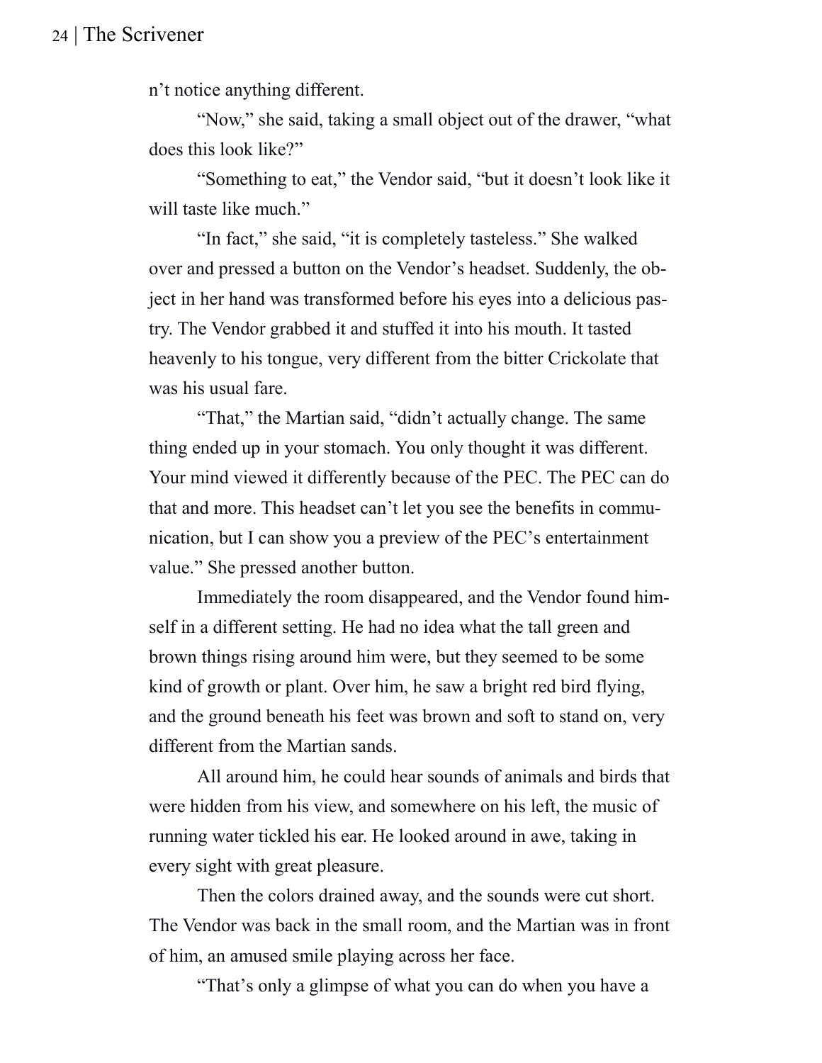n't notice anything different.

"Now," she said, taking a small object out of the drawer, "what does this look like?"

"Something to eat," the Vendor said, "but it doesn't look like it will taste like much."

"In fact," she said, "it is completely tasteless." She walked over and pressed a button on the Vendor's headset. Suddenly, the object in her hand was transformed before his eyes into a delicious pastry. The Vendor grabbed it and stuffed it into his mouth. It tasted heavenly to his tongue, very different from the bitter Crickolate that was his usual fare.

"That," the Martian said, "didn't actually change. The same thing ended up in your stomach. You only thought it was different. Your mind viewed it differently because of the PEC. The PEC can do that and more. This headset can't let you see the benefits in communication, but I can show you a preview of the PEC's entertainment value." She pressed another button.

Immediately the room disappeared, and the Vendor found himself in a different setting. He had no idea what the tall green and brown things rising around him were, but they seemed to be some kind of growth or plant. Over him, he saw a bright red bird flying, and the ground beneath his feet was brown and soft to stand on, very different from the Martian sands.

All around him, he could hear sounds of animals and birds that were hidden from his view, and somewhere on his left, the music of running water tickled his ear. He looked around in awe, taking in every sight with great pleasure.

Then the colors drained away, and the sounds were cut short. The Vendor was back in the small room, and the Martian was in front of him, an amused smile playing across her face.

"That's only a glimpse of what you can do when you have a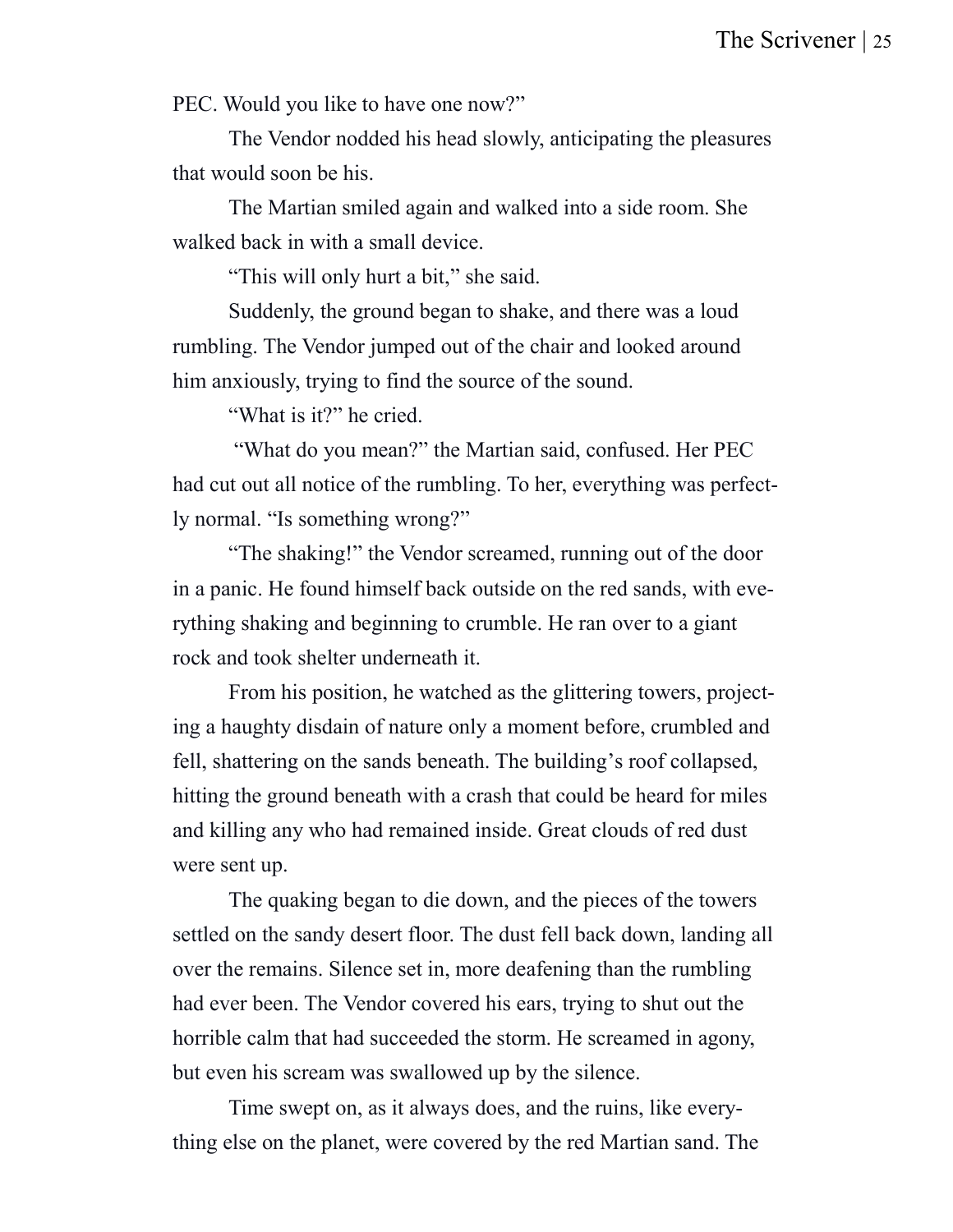PEC. Would you like to have one now?"

The Vendor nodded his head slowly, anticipating the pleasures that would soon be his.

The Martian smiled again and walked into a side room. She walked back in with a small device.

"This will only hurt a bit," she said.

Suddenly, the ground began to shake, and there was a loud rumbling. The Vendor jumped out of the chair and looked around him anxiously, trying to find the source of the sound.

"What is it?" he cried.

"What do you mean?" the Martian said, confused. Her PEC had cut out all notice of the rumbling. To her, everything was perfectly normal. "Is something wrong?"

"The shaking!" the Vendor screamed, running out of the door in a panic. He found himself back outside on the red sands, with everything shaking and beginning to crumble. He ran over to a giant rock and took shelter underneath it.

From his position, he watched as the glittering towers, projecting a haughty disdain of nature only a moment before, crumbled and fell, shattering on the sands beneath. The building's roof collapsed, hitting the ground beneath with a crash that could be heard for miles and killing any who had remained inside. Great clouds of red dust were sent up.

The quaking began to die down, and the pieces of the towers settled on the sandy desert floor. The dust fell back down, landing all over the remains. Silence set in, more deafening than the rumbling had ever been. The Vendor covered his ears, trying to shut out the horrible calm that had succeeded the storm. He screamed in agony, but even his scream was swallowed up by the silence.

Time swept on, as it always does, and the ruins, like everything else on the planet, were covered by the red Martian sand. The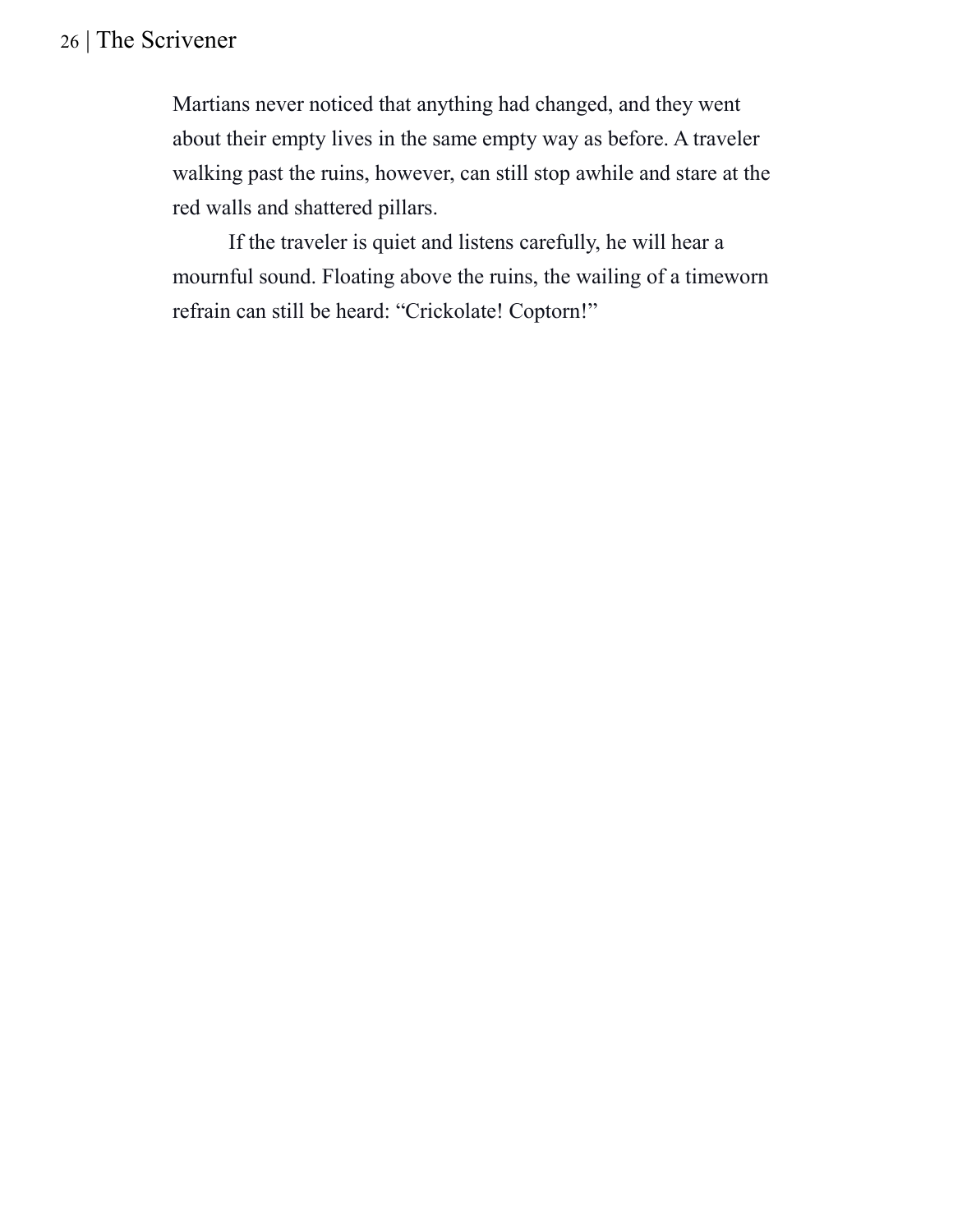Martians never noticed that anything had changed, and they went about their empty lives in the same empty way as before. A traveler walking past the ruins, however, can still stop awhile and stare at the red walls and shattered pillars.

If the traveler is quiet and listens carefully, he will hear a mournful sound. Floating above the ruins, the wailing of a timeworn refrain can still be heard: “Crickolate! Coptorn!”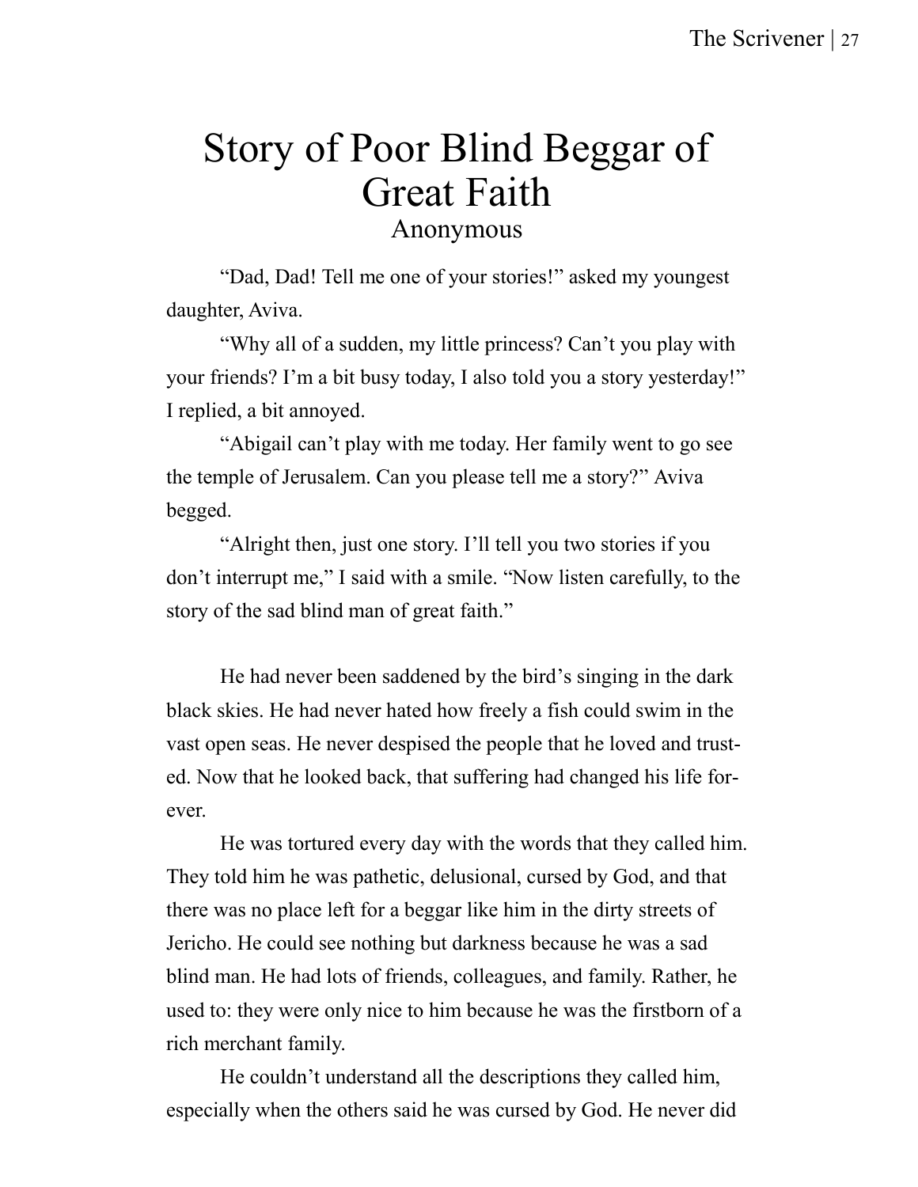# Story of Poor Blind Beggar of Great Faith

Anonymous

"Dad, Dad! Tell me one of your stories!" asked my youngest daughter, Aviva.

"Why all of a sudden, my little princess? Can't you play with your friends? I'm a bit busy today, I also told you a story yesterday!" I replied, a bit annoyed.

"Abigail can't play with me today. Her family went to go see the temple of Jerusalem. Can you please tell me a story?" Aviva begged.

"Alright then, just one story. I'll tell you two stories if you don't interrupt me," I said with a smile. "Now listen carefully, to the story of the sad blind man of great faith."

He had never been saddened by the bird's singing in the dark black skies. He had never hated how freely a fish could swim in the vast open seas. He never despised the people that he loved and trusted. Now that he looked back, that suffering had changed his life forever.

He was tortured every day with the words that they called him. They told him he was pathetic, delusional, cursed by God, and that there was no place left for a beggar like him in the dirty streets of Jericho. He could see nothing but darkness because he was a sad blind man. He had lots of friends, colleagues, and family. Rather, he used to: they were only nice to him because he was the firstborn of a rich merchant family.

He couldn't understand all the descriptions they called him, especially when the others said he was cursed by God. He never did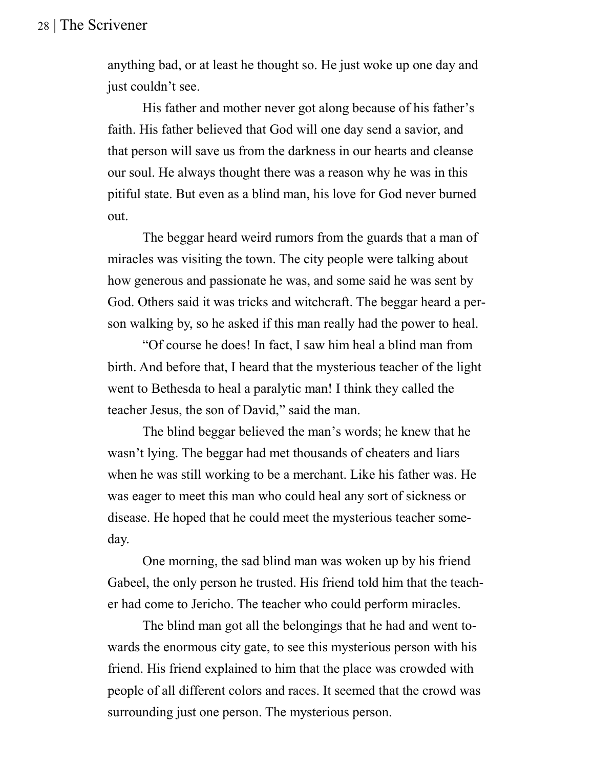anything bad, or at least he thought so. He just woke up one day and just couldn't see.

His father and mother never got along because of his father's faith. His father believed that God will one day send a savior, and that person will save us from the darkness in our hearts and cleanse our soul. He always thought there was a reason why he was in this pitiful state. But even as a blind man, his love for God never burned out.

The beggar heard weird rumors from the guards that a man of miracles was visiting the town. The city people were talking about how generous and passionate he was, and some said he was sent by God. Others said it was tricks and witchcraft. The beggar heard a person walking by, so he asked if this man really had the power to heal.

"Of course he does! In fact, I saw him heal a blind man from birth. And before that, I heard that the mysterious teacher of the light went to Bethesda to heal a paralytic man! I think they called the teacher Jesus, the son of David," said the man.

The blind beggar believed the man's words; he knew that he wasn't lying. The beggar had met thousands of cheaters and liars when he was still working to be a merchant. Like his father was. He was eager to meet this man who could heal any sort of sickness or disease. He hoped that he could meet the mysterious teacher someday.

One morning, the sad blind man was woken up by his friend Gabeel, the only person he trusted. His friend told him that the teacher had come to Jericho. The teacher who could perform miracles.

The blind man got all the belongings that he had and went towards the enormous city gate, to see this mysterious person with his friend. His friend explained to him that the place was crowded with people of all different colors and races. It seemed that the crowd was surrounding just one person. The mysterious person.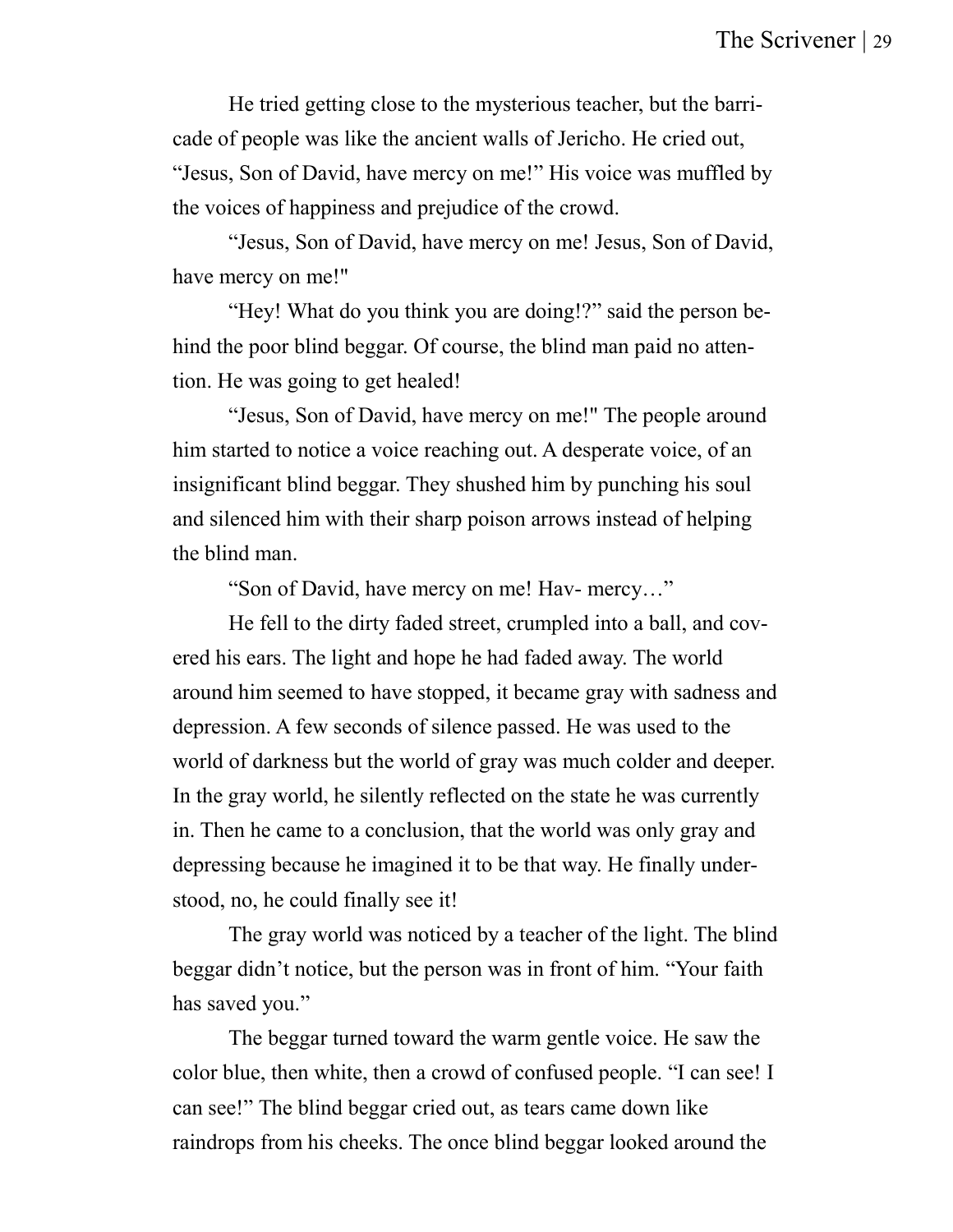He tried getting close to the mysterious teacher, but the barricade of people was like the ancient walls of Jericho. He cried out, "Jesus, Son of David, have mercy on me!" His voice was muffled by the voices of happiness and prejudice of the crowd.

"Jesus, Son of David, have mercy on me! Jesus, Son of David, have mercy on me!"

"Hey! What do you think you are doing!?" said the person behind the poor blind beggar. Of course, the blind man paid no attention. He was going to get healed!

"Jesus, Son of David, have mercy on me!" The people around him started to notice a voice reaching out. A desperate voice, of an insignificant blind beggar. They shushed him by punching his soul and silenced him with their sharp poison arrows instead of helping the blind man.

"Son of David, have mercy on me! Hav- mercy…"

He fell to the dirty faded street, crumpled into a ball, and covered his ears. The light and hope he had faded away. The world around him seemed to have stopped, it became gray with sadness and depression. A few seconds of silence passed. He was used to the world of darkness but the world of gray was much colder and deeper. In the gray world, he silently reflected on the state he was currently in. Then he came to a conclusion, that the world was only gray and depressing because he imagined it to be that way. He finally understood, no, he could finally see it!

The gray world was noticed by a teacher of the light. The blind beggar didn't notice, but the person was in front of him. "Your faith has saved you."

The beggar turned toward the warm gentle voice. He saw the color blue, then white, then a crowd of confused people. "I can see! I can see!" The blind beggar cried out, as tears came down like raindrops from his cheeks. The once blind beggar looked around the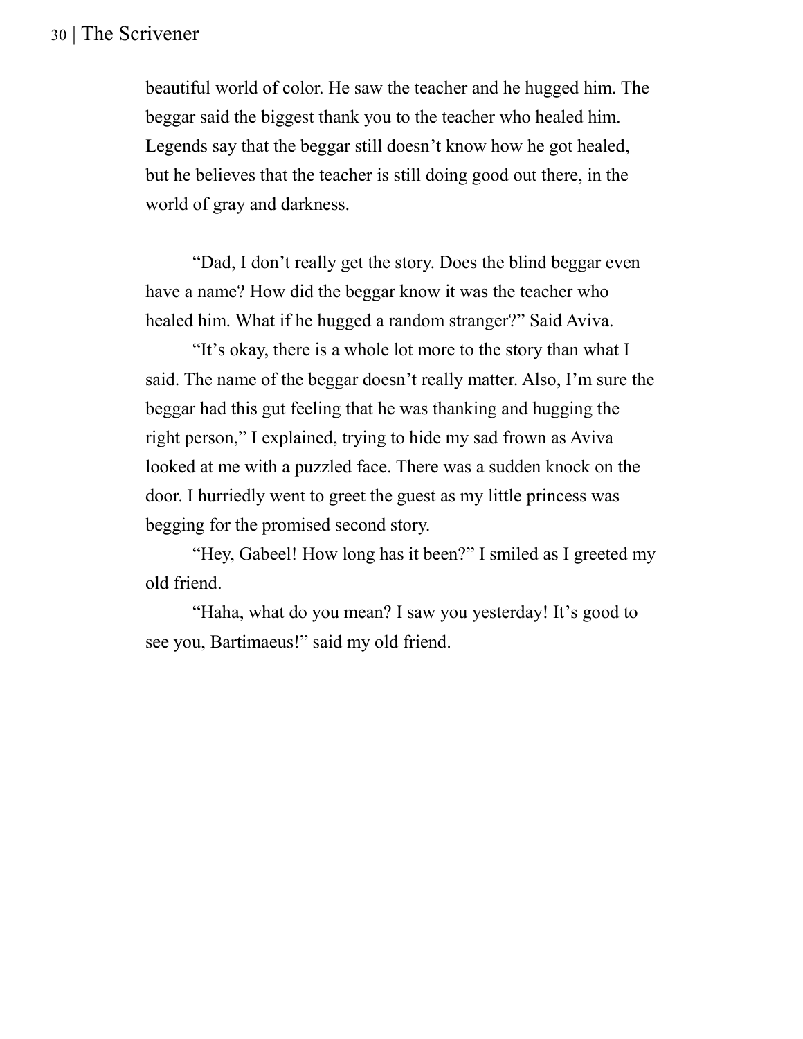beautiful world of color. He saw the teacher and he hugged him. The beggar said the biggest thank you to the teacher who healed him. Legends say that the beggar still doesn't know how he got healed, but he believes that the teacher is still doing good out there, in the world of gray and darkness.

"Dad, I don't really get the story. Does the blind beggar even have a name? How did the beggar know it was the teacher who healed him. What if he hugged a random stranger?" Said Aviva.

"It's okay, there is a whole lot more to the story than what I said. The name of the beggar doesn't really matter. Also, I'm sure the beggar had this gut feeling that he was thanking and hugging the right person," I explained, trying to hide my sad frown as Aviva looked at me with a puzzled face. There was a sudden knock on the door. I hurriedly went to greet the guest as my little princess was begging for the promised second story.

"Hey, Gabeel! How long has it been?" I smiled as I greeted my old friend.

"Haha, what do you mean? I saw you yesterday! It's good to see you, Bartimaeus!" said my old friend.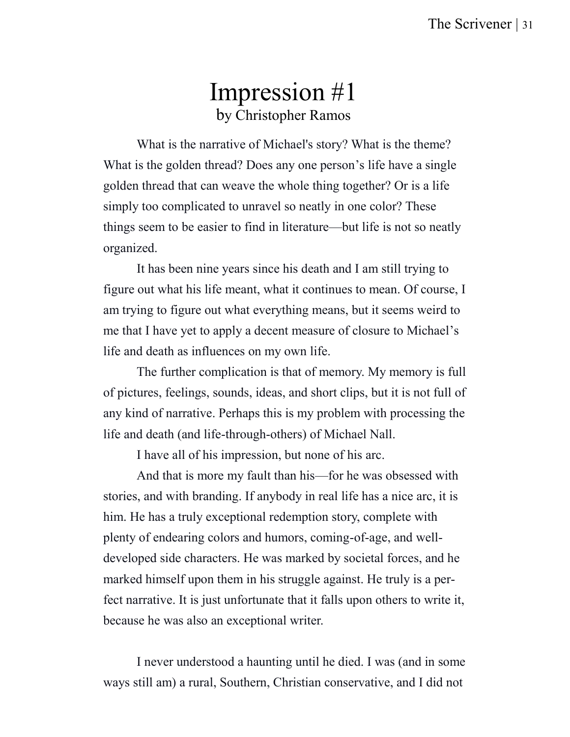# Impression #1

by Christopher Ramos

What is the narrative of Michael's story? What is the theme? What is the golden thread? Does any one person's life have a single golden thread that can weave the whole thing together? Or is a life simply too complicated to unravel so neatly in one color? These things seem to be easier to find in literature—but life is not so neatly organized.

It has been nine years since his death and I am still trying to figure out what his life meant, what it continues to mean. Of course, I am trying to figure out what everything means, but it seems weird to me that I have yet to apply a decent measure of closure to Michael's life and death as influences on my own life.

The further complication is that of memory. My memory is full of pictures, feelings, sounds, ideas, and short clips, but it is not full of any kind of narrative. Perhaps this is my problem with processing the life and death (and life-through-others) of Michael Nall.

I have all of his impression, but none of his arc.

And that is more my fault than his—for he was obsessed with stories, and with branding. If anybody in real life has a nice arc, it is him. He has a truly exceptional redemption story, complete with plenty of endearing colors and humors, coming-of-age, and well-developed side characters. He was marked by societal forces, and he marked himself upon them in his struggle against. He truly is a perfect narrative. It is just unfortunate that it falls upon others to write it, because he was also an exceptional writer.

I never understood a haunting until he died. I was (and in some ways still am) a rural, Southern, Christian conservative, and I did not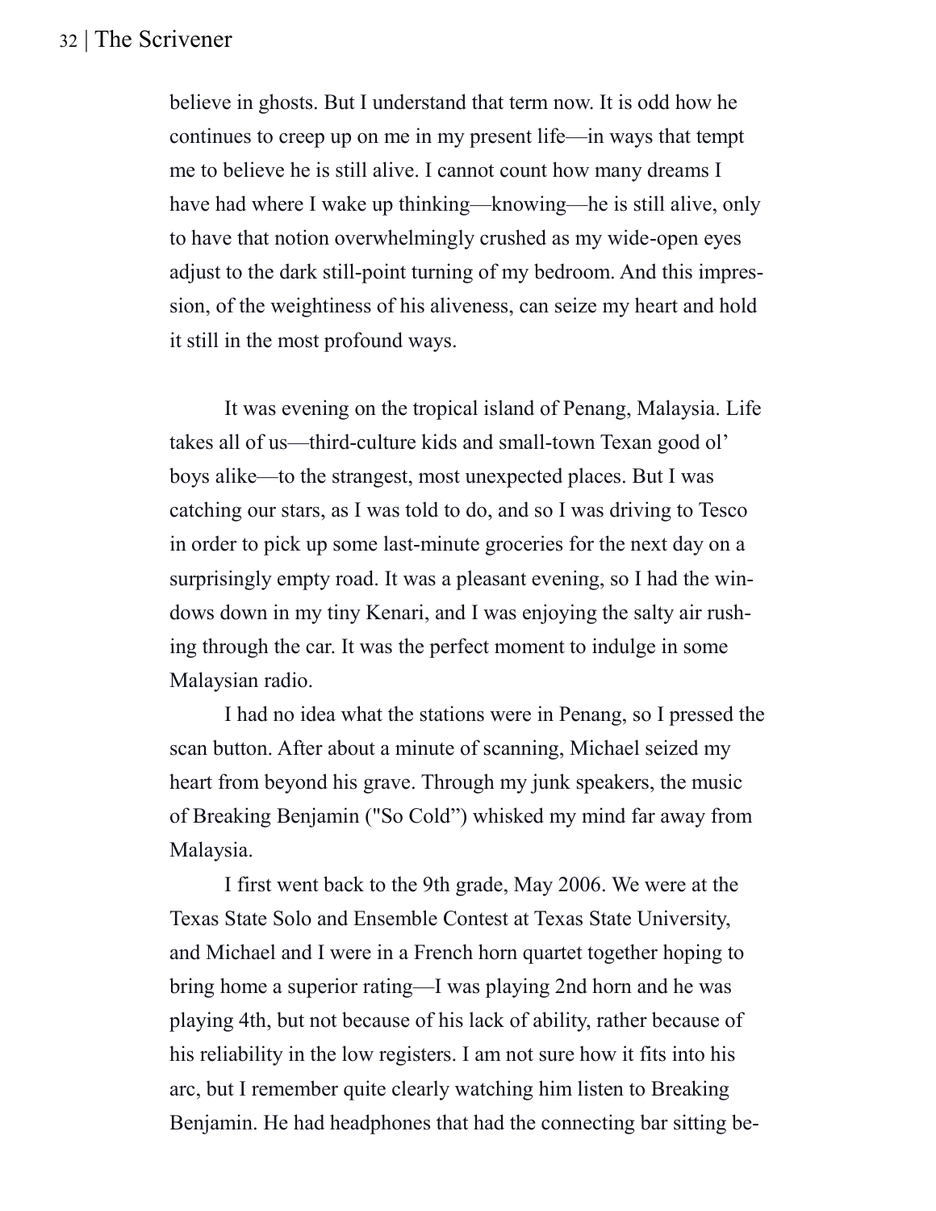believe in ghosts. But I understand that term now. It is odd how he continues to creep up on me in my present life—in ways that tempt me to believe he is still alive. I cannot count how many dreams I have had where I wake up thinking—knowing—he is still alive, only to have that notion overwhelmingly crushed as my wide-open eyes adjust to the dark still-point turning of my bedroom. And this impression, of the weightiness of his aliveness, can seize my heart and hold it still in the most profound ways.

It was evening on the tropical island of Penang, Malaysia. Life takes all of us—third-culture kids and small-town Texan good ol' boys alike—to the strangest, most unexpected places. But I was catching our stars, as I was told to do, and so I was driving to Tesco in order to pick up some last-minute groceries for the next day on a surprisingly empty road. It was a pleasant evening, so I had the windows down in my tiny Kenari, and I was enjoying the salty air rushing through the car. It was the perfect moment to indulge in some Malaysian radio.

I had no idea what the stations were in Penang, so I pressed the scan button. After about a minute of scanning, Michael seized my heart from beyond his grave. Through my junk speakers, the music of Breaking Benjamin ("So Cold") whisked my mind far away from Malaysia.

I first went back to the 9th grade, May 2006. We were at the Texas State Solo and Ensemble Contest at Texas State University, and Michael and I were in a French horn quartet together hoping to bring home a superior rating—I was playing 2nd horn and he was playing 4th, but not because of his lack of ability, rather because of his reliability in the low registers. I am not sure how it fits into his arc, but I remember quite clearly watching him listen to Breaking Benjamin. He had headphones that had the connecting bar sitting be-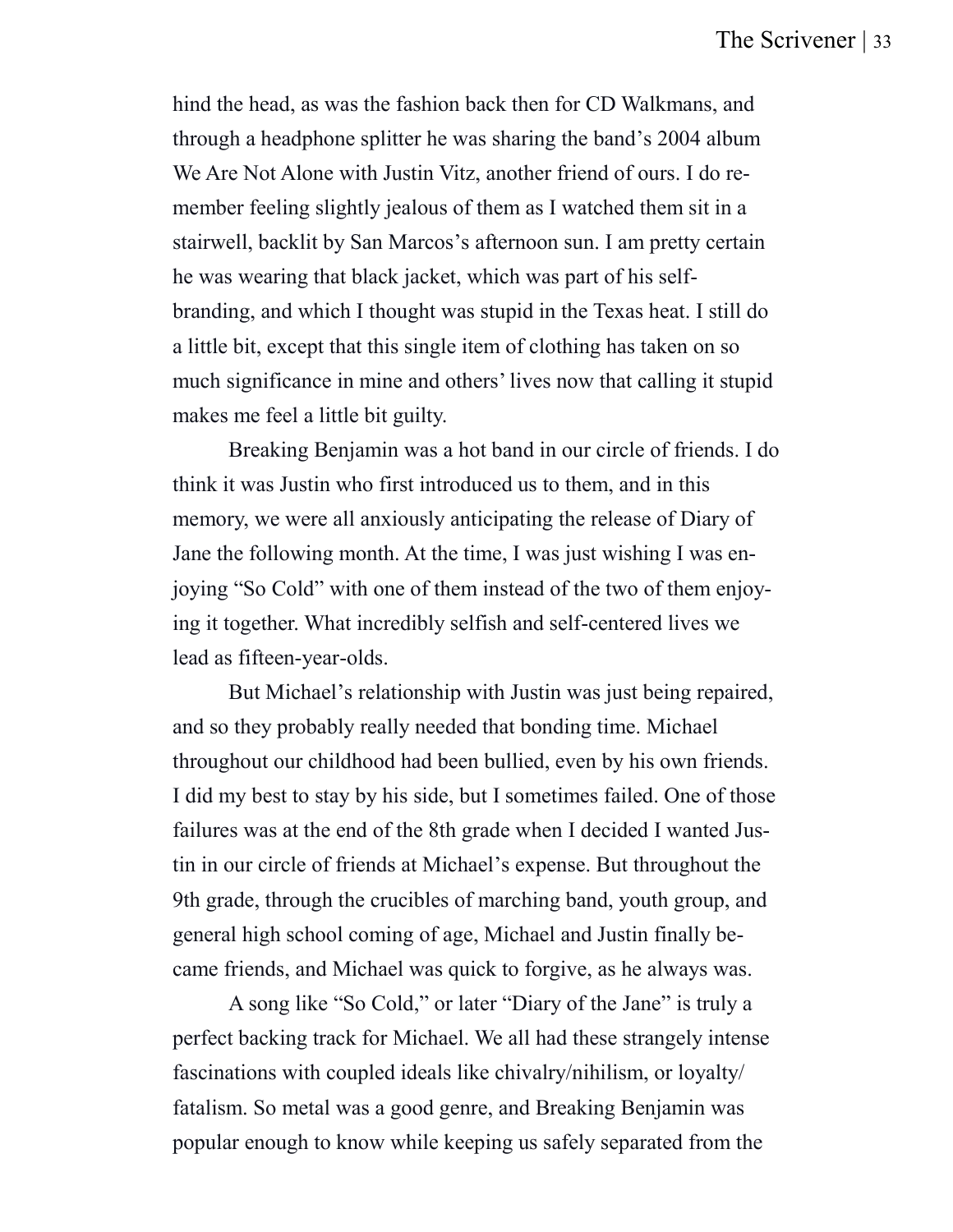hind the head, as was the fashion back then for CD Walkmans, and through a headphone splitter he was sharing the band's 2004 album We Are Not Alone with Justin Vitz, another friend of ours. I do remember feeling slightly jealous of them as I watched them sit in a stairwell, backlit by San Marcos's afternoon sun. I am pretty certain he was wearing that black jacket, which was part of his self-branding, and which I thought was stupid in the Texas heat. I still do a little bit, except that this single item of clothing has taken on so much significance in mine and others' lives now that calling it stupid makes me feel a little bit guilty.

Breaking Benjamin was a hot band in our circle of friends. I do think it was Justin who first introduced us to them, and in this memory, we were all anxiously anticipating the release of Diary of Jane the following month. At the time, I was just wishing I was enjoying "So Cold" with one of them instead of the two of them enjoying it together. What incredibly selfish and self-centered lives we lead as fifteen-year-olds.

But Michael's relationship with Justin was just being repaired, and so they probably really needed that bonding time. Michael throughout our childhood had been bullied, even by his own friends. I did my best to stay by his side, but I sometimes failed. One of those failures was at the end of the 8th grade when I decided I wanted Justin in our circle of friends at Michael's expense. But throughout the 9th grade, through the crucibles of marching band, youth group, and general high school coming of age, Michael and Justin finally became friends, and Michael was quick to forgive, as he always was.

A song like "So Cold," or later "Diary of the Jane" is truly a perfect backing track for Michael. We all had these strangely intense fascinations with coupled ideals like chivalry/nihilism, or loyalty/fatalism. So metal was a good genre, and Breaking Benjamin was popular enough to know while keeping us safely separated from the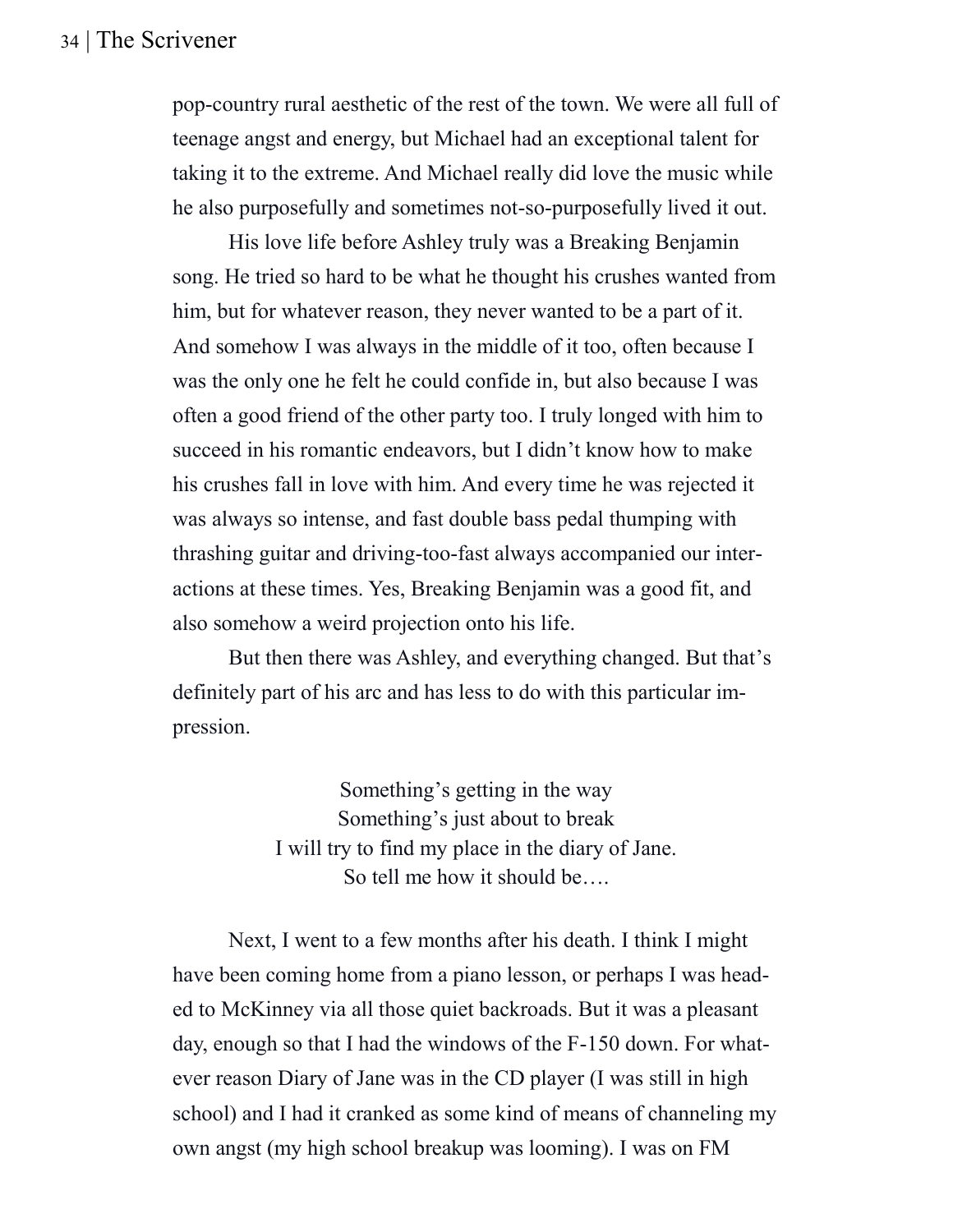pop-country rural aesthetic of the rest of the town. We were all full of teenage angst and energy, but Michael had an exceptional talent for taking it to the extreme. And Michael really did love the music while he also purposefully and sometimes not-so-purposefully lived it out.

His love life before Ashley truly was a Breaking Benjamin song. He tried so hard to be what he thought his crushes wanted from him, but for whatever reason, they never wanted to be a part of it. And somehow I was always in the middle of it too, often because I was the only one he felt he could confide in, but also because I was often a good friend of the other party too. I truly longed with him to succeed in his romantic endeavors, but I didn't know how to make his crushes fall in love with him. And every time he was rejected it was always so intense, and fast double bass pedal thumping with thrashing guitar and driving-too-fast always accompanied our interactions at these times. Yes, Breaking Benjamin was a good fit, and also somehow a weird projection onto his life.

But then there was Ashley, and everything changed. But that's definitely part of his arc and has less to do with this particular impression.

<center>
Something's getting in the way<br>
Something's just about to break<br>
I will try to find my place in the diary of Jane.<br>
So tell me how it should be….
</center>

Next, I went to a few months after his death. I think I might have been coming home from a piano lesson, or perhaps I was headed to McKinney via all those quiet backroads. But it was a pleasant day, enough so that I had the windows of the F-150 down. For whatever reason Diary of Jane was in the CD player (I was still in high school) and I had it cranked as some kind of means of channeling my own angst (my high school breakup was looming). I was on FM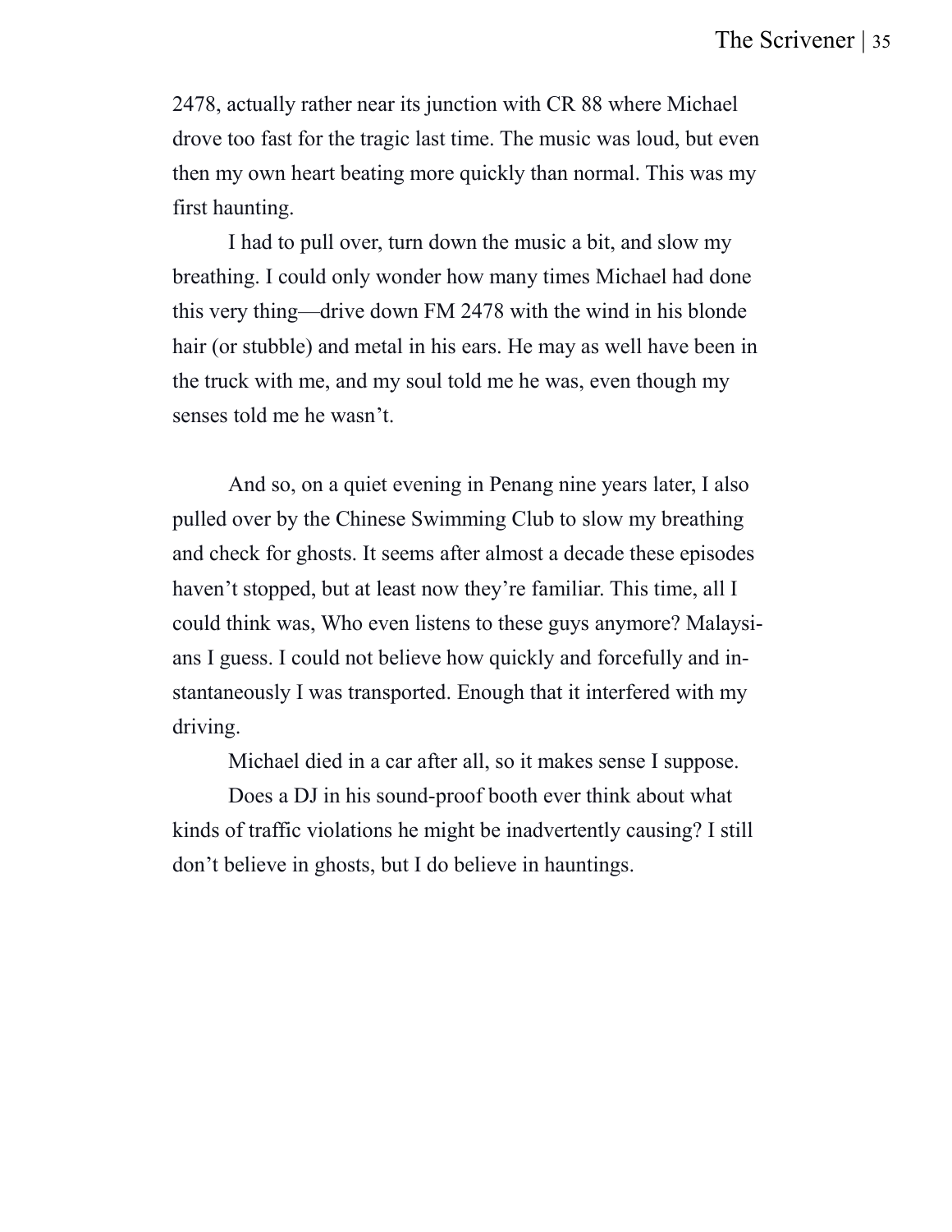2478, actually rather near its junction with CR 88 where Michael drove too fast for the tragic last time. The music was loud, but even then my own heart beating more quickly than normal. This was my first haunting.

I had to pull over, turn down the music a bit, and slow my breathing. I could only wonder how many times Michael had done this very thing—drive down FM 2478 with the wind in his blonde hair (or stubble) and metal in his ears. He may as well have been in the truck with me, and my soul told me he was, even though my senses told me he wasn't.

And so, on a quiet evening in Penang nine years later, I also pulled over by the Chinese Swimming Club to slow my breathing and check for ghosts. It seems after almost a decade these episodes haven't stopped, but at least now they're familiar. This time, all I could think was, Who even listens to these guys anymore? Malaysians I guess. I could not believe how quickly and forcefully and instantaneously I was transported. Enough that it interfered with my driving.

Michael died in a car after all, so it makes sense I suppose.

Does a DJ in his sound-proof booth ever think about what kinds of traffic violations he might be inadvertently causing? I still don't believe in ghosts, but I do believe in hauntings.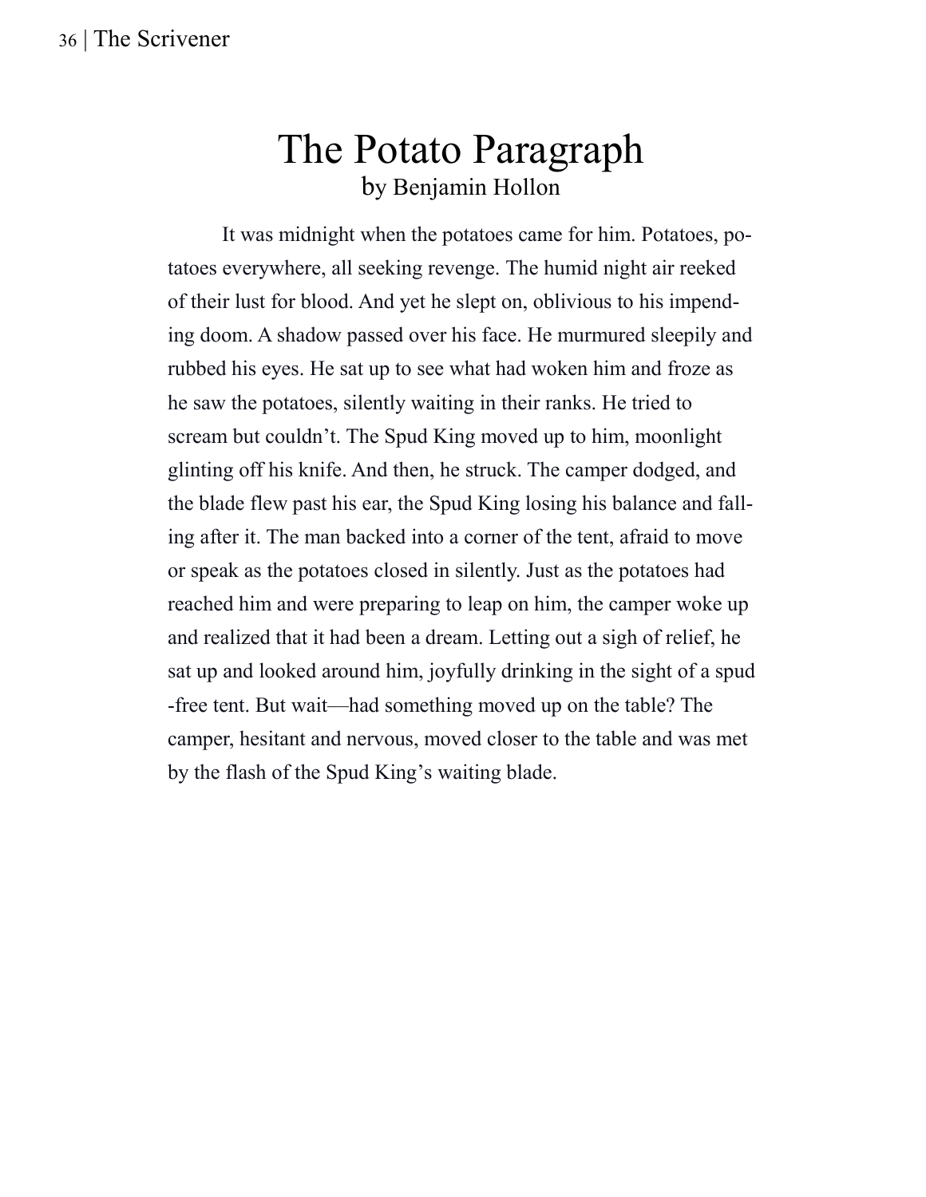# The Potato Paragraph

by Benjamin Hollon

It was midnight when the potatoes came for him. Potatoes, potatoes everywhere, all seeking revenge. The humid night air reeked of their lust for blood. And yet he slept on, oblivious to his impending doom. A shadow passed over his face. He murmured sleepily and rubbed his eyes. He sat up to see what had woken him and froze as he saw the potatoes, silently waiting in their ranks. He tried to scream but couldn't. The Spud King moved up to him, moonlight glinting off his knife. And then, he struck. The camper dodged, and the blade flew past his ear, the Spud King losing his balance and falling after it. The man backed into a corner of the tent, afraid to move or speak as the potatoes closed in silently. Just as the potatoes had reached him and were preparing to leap on him, the camper woke up and realized that it had been a dream. Letting out a sigh of relief, he sat up and looked around him, joyfully drinking in the sight of a spud-free tent. But wait—had something moved up on the table? The camper, hesitant and nervous, moved closer to the table and was met by the flash of the Spud King's waiting blade.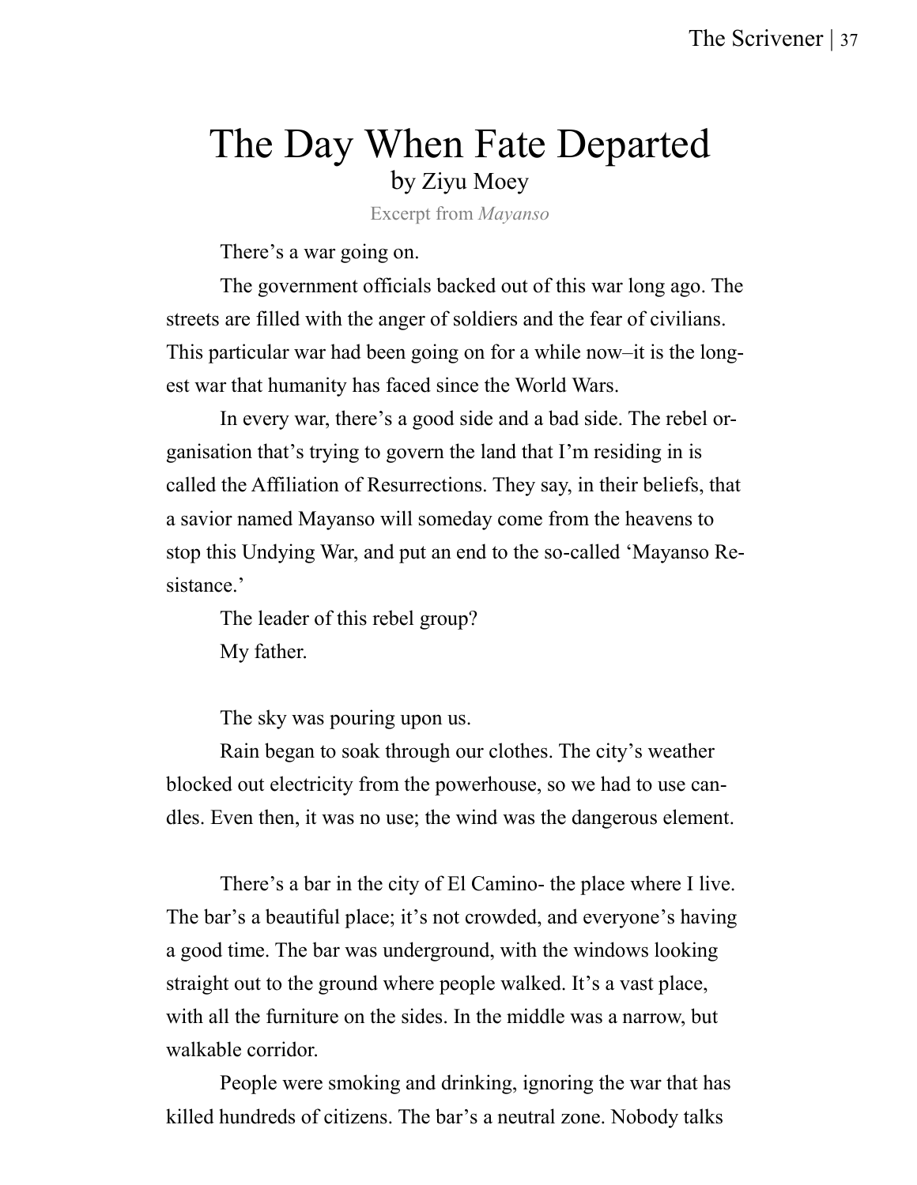# The Day When Fate Departed

by Ziyu Moey

Excerpt from *Mayanso*

There's a war going on.

The government officials backed out of this war long ago. The streets are filled with the anger of soldiers and the fear of civilians. This particular war had been going on for a while now–it is the longest war that humanity has faced since the World Wars.

In every war, there's a good side and a bad side. The rebel organisation that's trying to govern the land that I'm residing in is called the Affiliation of Resurrections. They say, in their beliefs, that a savior named Mayanso will someday come from the heavens to stop this Undying War, and put an end to the so-called 'Mayanso Resistance.'

The leader of this rebel group?

My father.

The sky was pouring upon us.

Rain began to soak through our clothes. The city's weather blocked out electricity from the powerhouse, so we had to use candles. Even then, it was no use; the wind was the dangerous element.

There's a bar in the city of El Camino- the place where I live. The bar's a beautiful place; it's not crowded, and everyone's having a good time. The bar was underground, with the windows looking straight out to the ground where people walked. It's a vast place, with all the furniture on the sides. In the middle was a narrow, but walkable corridor.

People were smoking and drinking, ignoring the war that has killed hundreds of citizens. The bar's a neutral zone. Nobody talks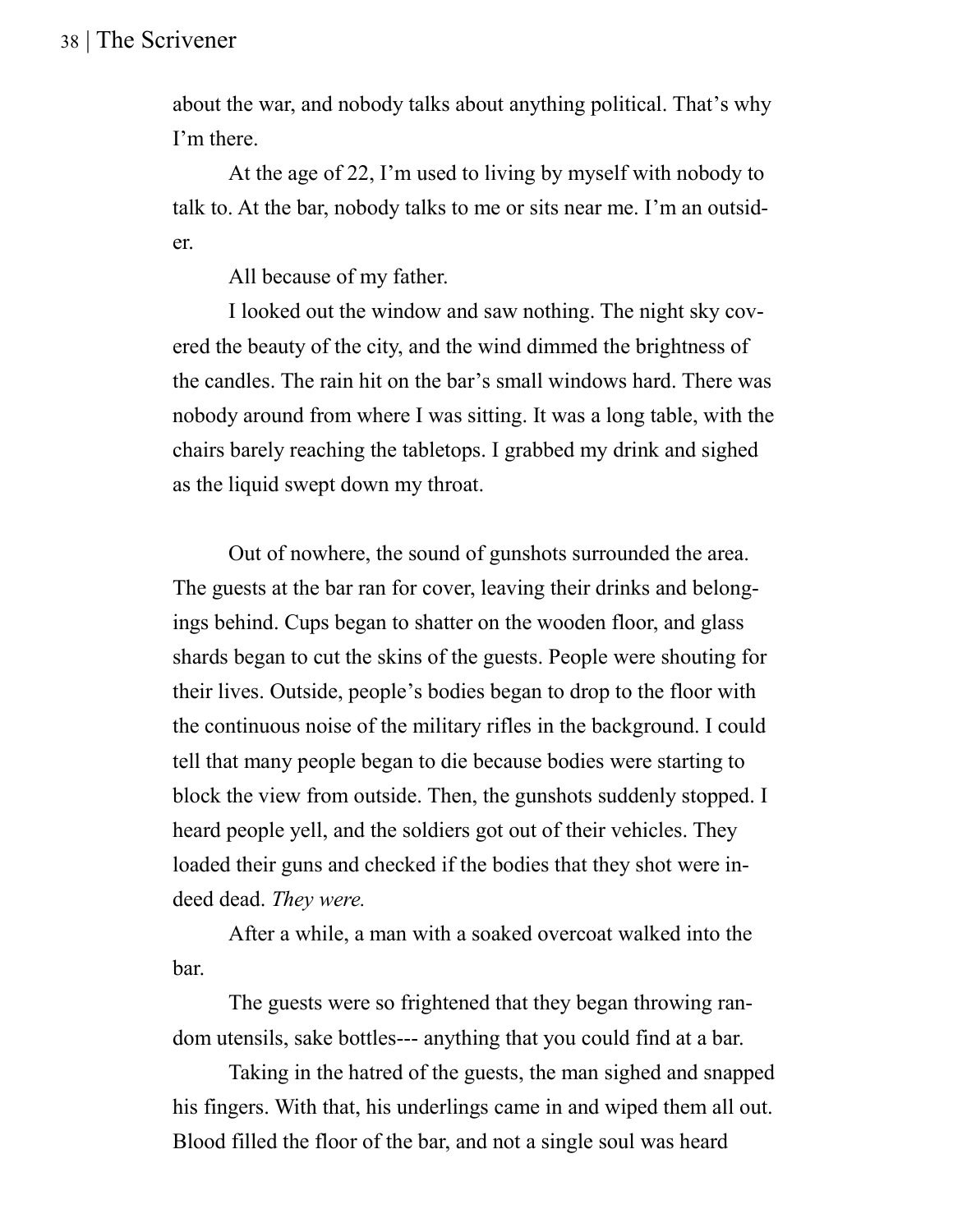about the war, and nobody talks about anything political. That's why I'm there.

At the age of 22, I'm used to living by myself with nobody to talk to. At the bar, nobody talks to me or sits near me. I'm an outsider.

All because of my father.

I looked out the window and saw nothing. The night sky covered the beauty of the city, and the wind dimmed the brightness of the candles. The rain hit on the bar's small windows hard. There was nobody around from where I was sitting. It was a long table, with the chairs barely reaching the tabletops. I grabbed my drink and sighed as the liquid swept down my throat.

Out of nowhere, the sound of gunshots surrounded the area. The guests at the bar ran for cover, leaving their drinks and belongings behind. Cups began to shatter on the wooden floor, and glass shards began to cut the skins of the guests. People were shouting for their lives. Outside, people's bodies began to drop to the floor with the continuous noise of the military rifles in the background. I could tell that many people began to die because bodies were starting to block the view from outside. Then, the gunshots suddenly stopped. I heard people yell, and the soldiers got out of their vehicles. They loaded their guns and checked if the bodies that they shot were indeed dead. *They were.*

After a while, a man with a soaked overcoat walked into the bar.

The guests were so frightened that they began throwing random utensils, sake bottles--- anything that you could find at a bar.

Taking in the hatred of the guests, the man sighed and snapped his fingers. With that, his underlings came in and wiped them all out. Blood filled the floor of the bar, and not a single soul was heard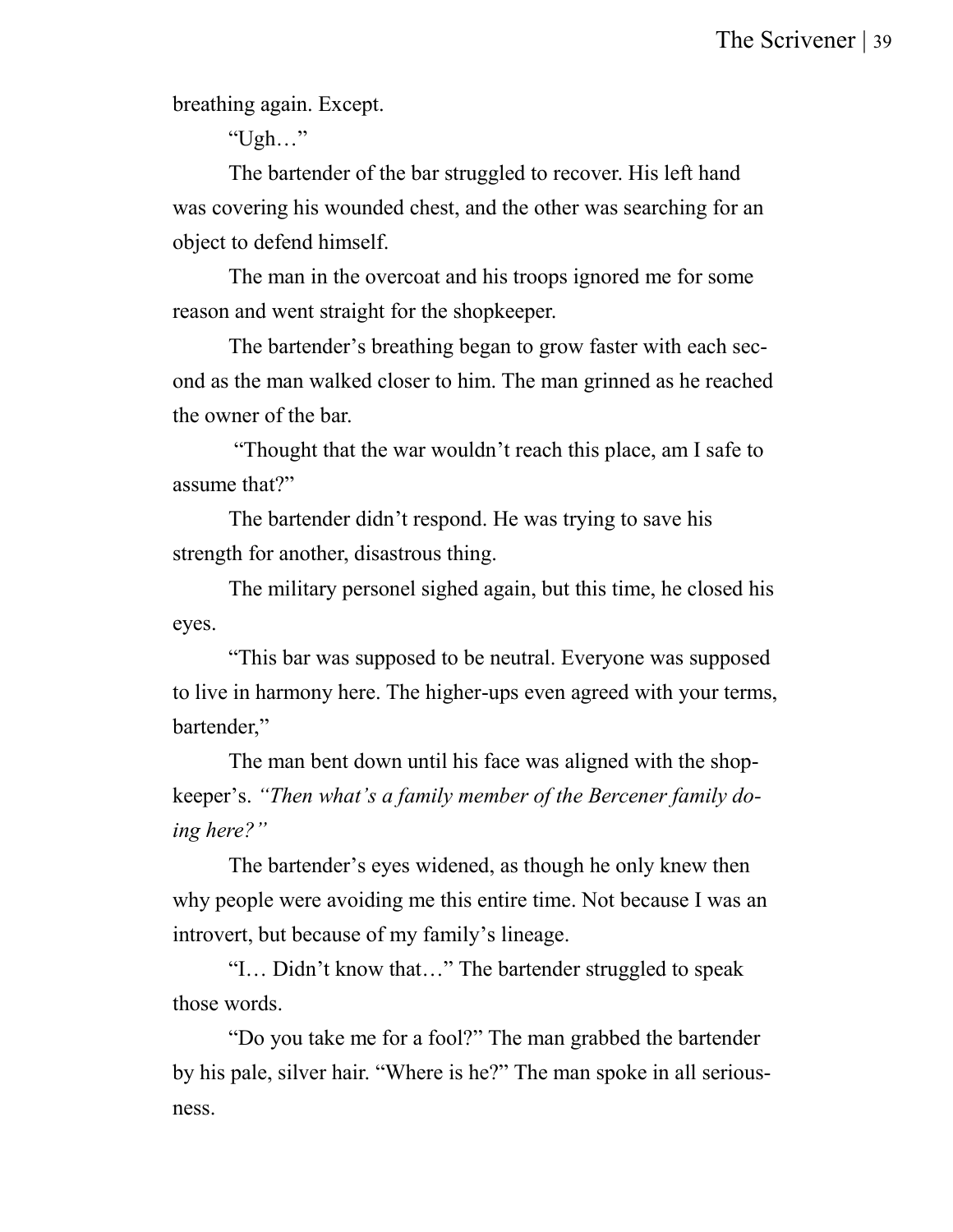breathing again. Except.

"Ugh…"

The bartender of the bar struggled to recover. His left hand was covering his wounded chest, and the other was searching for an object to defend himself.

The man in the overcoat and his troops ignored me for some reason and went straight for the shopkeeper.

The bartender's breathing began to grow faster with each second as the man walked closer to him. The man grinned as he reached the owner of the bar.

"Thought that the war wouldn't reach this place, am I safe to assume that?"

The bartender didn't respond. He was trying to save his strength for another, disastrous thing.

The military personel sighed again, but this time, he closed his eyes.

"This bar was supposed to be neutral. Everyone was supposed to live in harmony here. The higher-ups even agreed with your terms, bartender,"

The man bent down until his face was aligned with the shopkeeper's. *"Then what's a family member of the Bercener family doing here?"*

The bartender's eyes widened, as though he only knew then why people were avoiding me this entire time. Not because I was an introvert, but because of my family's lineage.

"I… Didn't know that…" The bartender struggled to speak those words.

"Do you take me for a fool?" The man grabbed the bartender by his pale, silver hair. "Where is he?" The man spoke in all seriousness.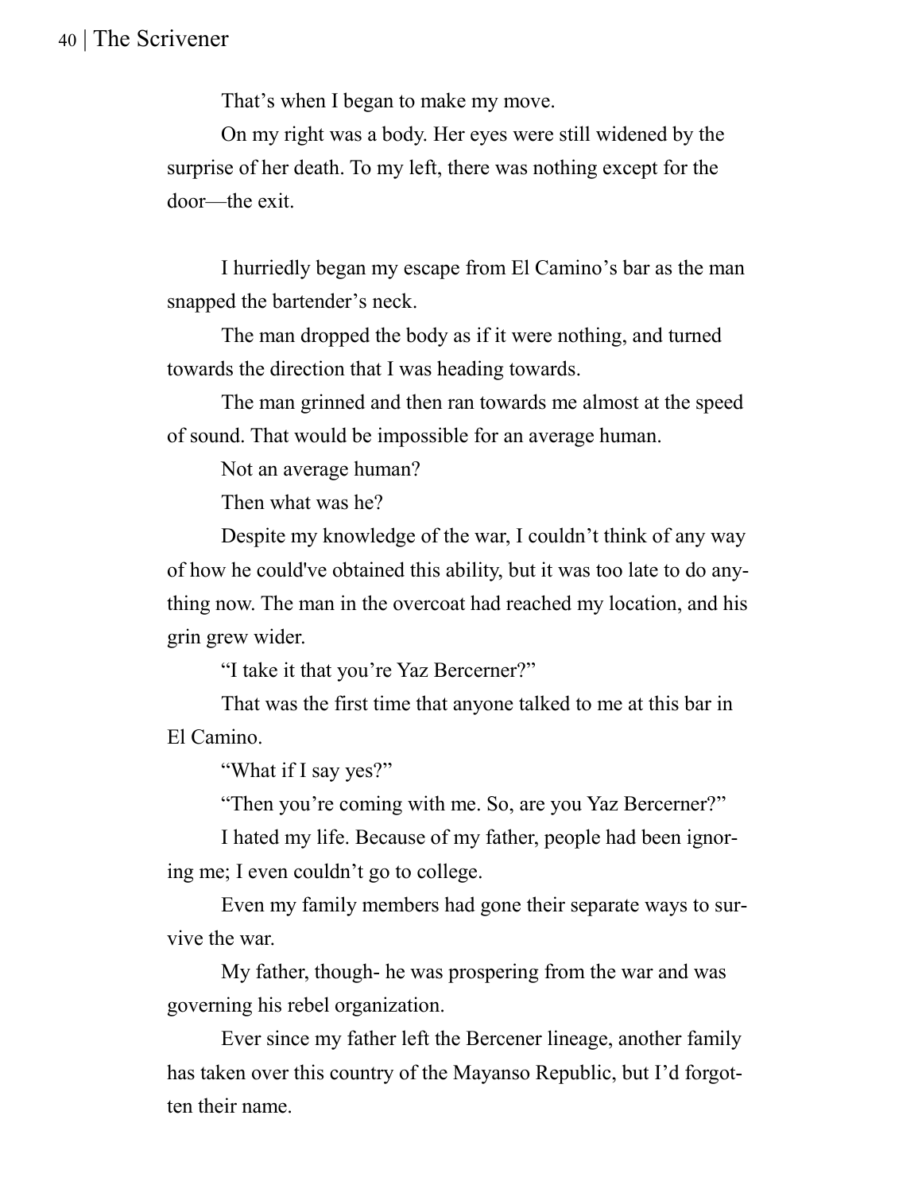That's when I began to make my move.

On my right was a body. Her eyes were still widened by the surprise of her death. To my left, there was nothing except for the door—the exit.

I hurriedly began my escape from El Camino's bar as the man snapped the bartender's neck.

The man dropped the body as if it were nothing, and turned towards the direction that I was heading towards.

The man grinned and then ran towards me almost at the speed of sound. That would be impossible for an average human.

Not an average human?

Then what was he?

Despite my knowledge of the war, I couldn't think of any way of how he could've obtained this ability, but it was too late to do anything now. The man in the overcoat had reached my location, and his grin grew wider.

"I take it that you're Yaz Bercerner?"

That was the first time that anyone talked to me at this bar in El Camino.

"What if I say yes?"

"Then you're coming with me. So, are you Yaz Bercerner?"

I hated my life. Because of my father, people had been ignoring me; I even couldn't go to college.

Even my family members had gone their separate ways to survive the war.

My father, though- he was prospering from the war and was governing his rebel organization.

Ever since my father left the Bercener lineage, another family has taken over this country of the Mayanso Republic, but I'd forgotten their name.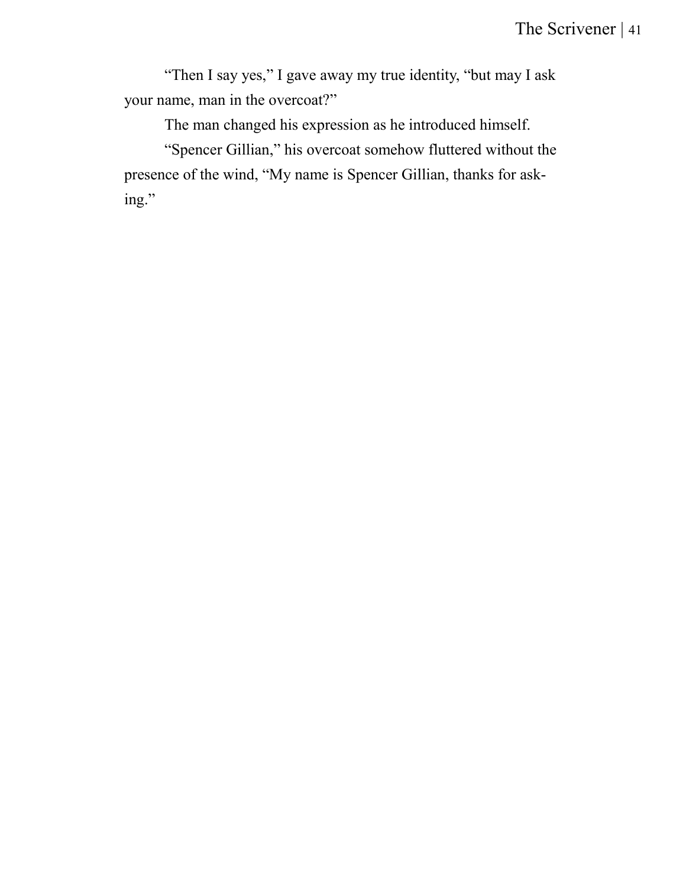"Then I say yes," I gave away my true identity, "but may I ask your name, man in the overcoat?"

The man changed his expression as he introduced himself.

"Spencer Gillian," his overcoat somehow fluttered without the presence of the wind, "My name is Spencer Gillian, thanks for asking."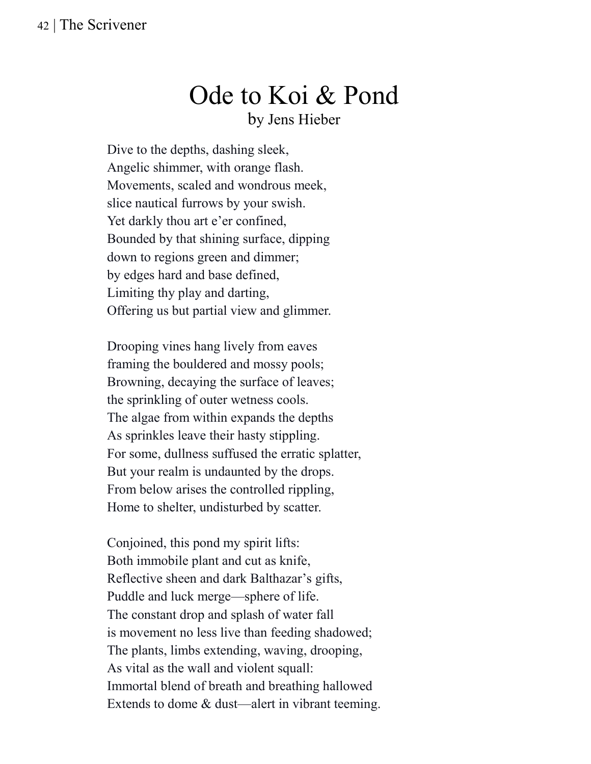# Ode to Koi & Pond

by Jens Hieber

Dive to the depths, dashing sleek,  
Angelic shimmer, with orange flash.  
Movements, scaled and wondrous meek,  
slice nautical furrows by your swish.  
Yet darkly thou art e'er confined,  
Bounded by that shining surface, dipping  
down to regions green and dimmer;  
by edges hard and base defined,  
Limiting thy play and darting,  
Offering us but partial view and glimmer.

Drooping vines hang lively from eaves  
framing the bouldered and mossy pools;  
Browning, decaying the surface of leaves;  
the sprinkling of outer wetness cools.  
The algae from within expands the depths  
As sprinkles leave their hasty stippling.  
For some, dullness suffused the erratic splatter,  
But your realm is undaunted by the drops.  
From below arises the controlled rippling,  
Home to shelter, undisturbed by scatter.

Conjoined, this pond my spirit lifts:  
Both immobile plant and cut as knife,  
Reflective sheen and dark Balthazar's gifts,  
Puddle and luck merge—sphere of life.  
The constant drop and splash of water fall  
is movement no less live than feeding shadowed;  
The plants, limbs extending, waving, drooping,  
As vital as the wall and violent squall:  
Immortal blend of breath and breathing hallowed  
Extends to dome & dust—alert in vibrant teeming.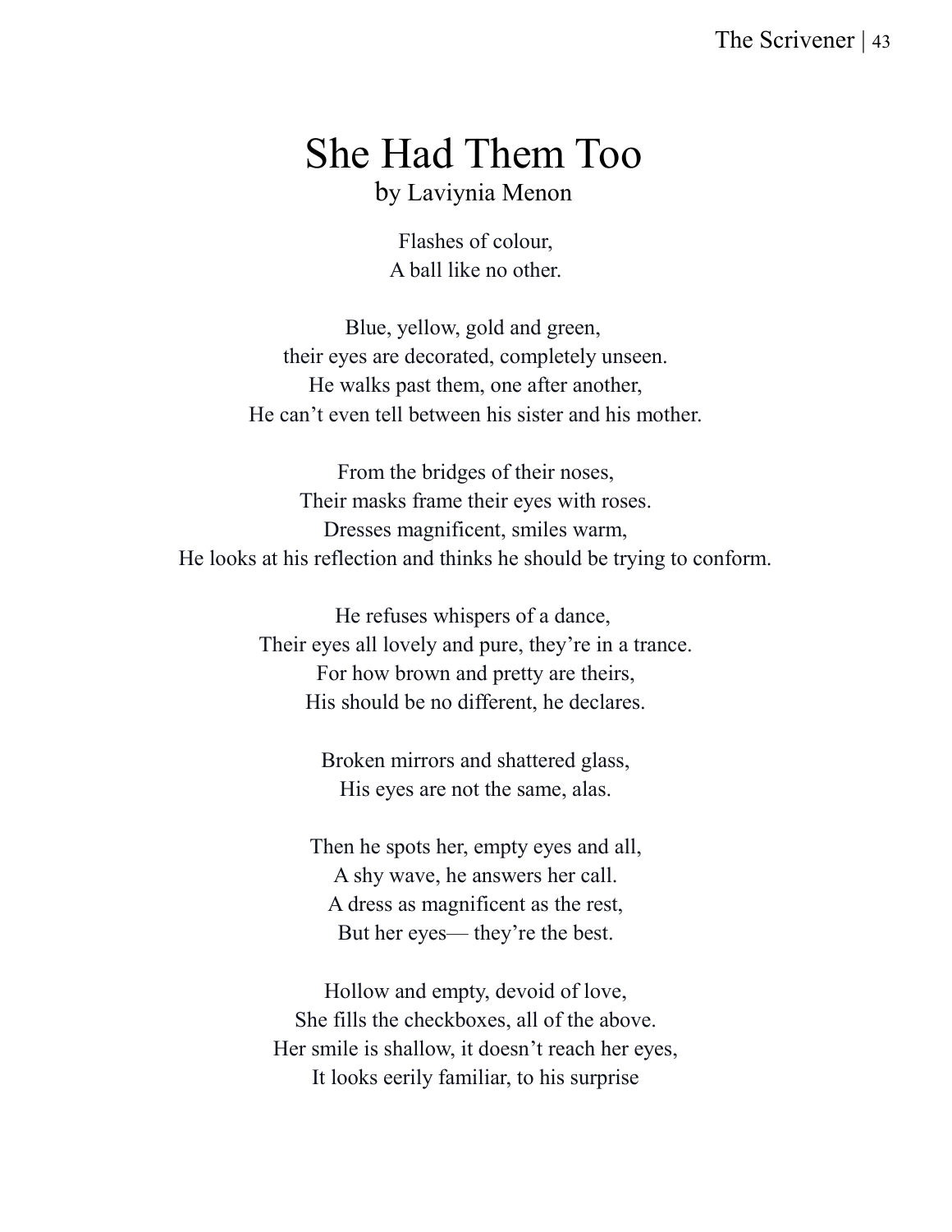# She Had Them Too

by Laviynia Menon

Flashes of colour,  
A ball like no other.

Blue, yellow, gold and green,  
their eyes are decorated, completely unseen.  
He walks past them, one after another,  
He can't even tell between his sister and his mother.

From the bridges of their noses,  
Their masks frame their eyes with roses.  
Dresses magnificent, smiles warm,  
He looks at his reflection and thinks he should be trying to conform.

He refuses whispers of a dance,  
Their eyes all lovely and pure, they're in a trance.  
For how brown and pretty are theirs,  
His should be no different, he declares.

Broken mirrors and shattered glass,  
His eyes are not the same, alas.

Then he spots her, empty eyes and all,  
A shy wave, he answers her call.  
A dress as magnificent as the rest,  
But her eyes— they're the best.

Hollow and empty, devoid of love,  
She fills the checkboxes, all of the above.  
Her smile is shallow, it doesn't reach her eyes,  
It looks eerily familiar, to his surprise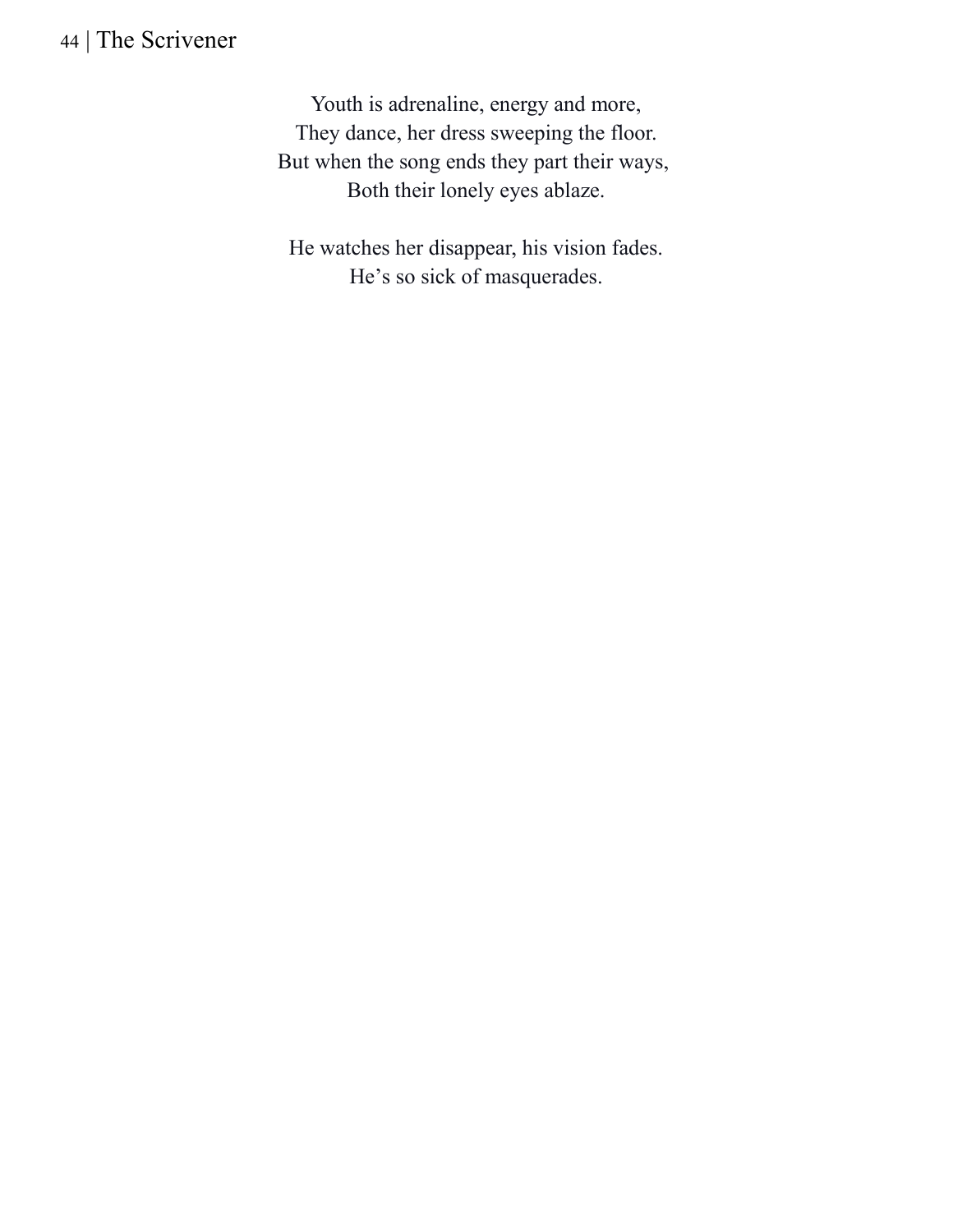Youth is adrenaline, energy and more,
They dance, her dress sweeping the floor.
But when the song ends they part their ways,
Both their lonely eyes ablaze.

He watches her disappear, his vision fades.
He's so sick of masquerades.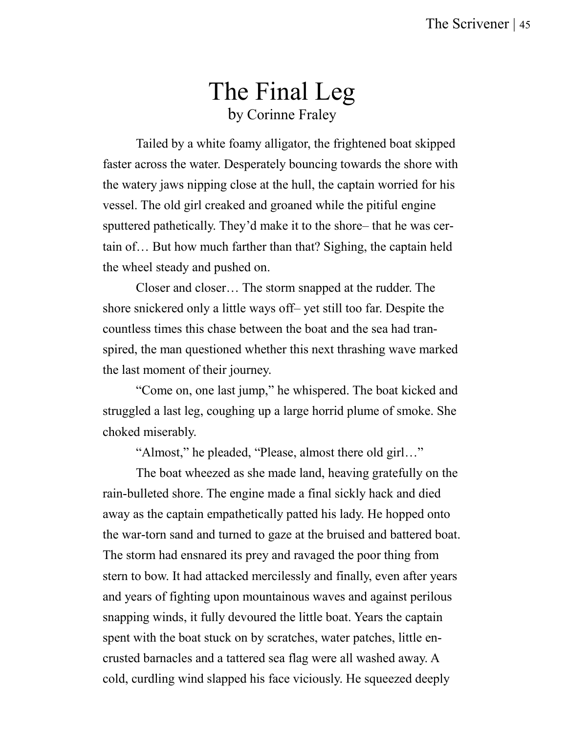# The Final Leg

by Corinne Fraley

Tailed by a white foamy alligator, the frightened boat skipped faster across the water. Desperately bouncing towards the shore with the watery jaws nipping close at the hull, the captain worried for his vessel. The old girl creaked and groaned while the pitiful engine sputtered pathetically. They'd make it to the shore– that he was certain of… But how much farther than that? Sighing, the captain held the wheel steady and pushed on.

Closer and closer… The storm snapped at the rudder. The shore snickered only a little ways off– yet still too far. Despite the countless times this chase between the boat and the sea had transpired, the man questioned whether this next thrashing wave marked the last moment of their journey.

"Come on, one last jump," he whispered. The boat kicked and struggled a last leg, coughing up a large horrid plume of smoke. She choked miserably.

"Almost," he pleaded, "Please, almost there old girl…"

The boat wheezed as she made land, heaving gratefully on the rain-bulleted shore. The engine made a final sickly hack and died away as the captain empathetically patted his lady. He hopped onto the war-torn sand and turned to gaze at the bruised and battered boat. The storm had ensnared its prey and ravaged the poor thing from stern to bow. It had attacked mercilessly and finally, even after years and years of fighting upon mountainous waves and against perilous snapping winds, it fully devoured the little boat. Years the captain spent with the boat stuck on by scratches, water patches, little encrusted barnacles and a tattered sea flag were all washed away. A cold, curdling wind slapped his face viciously. He squeezed deeply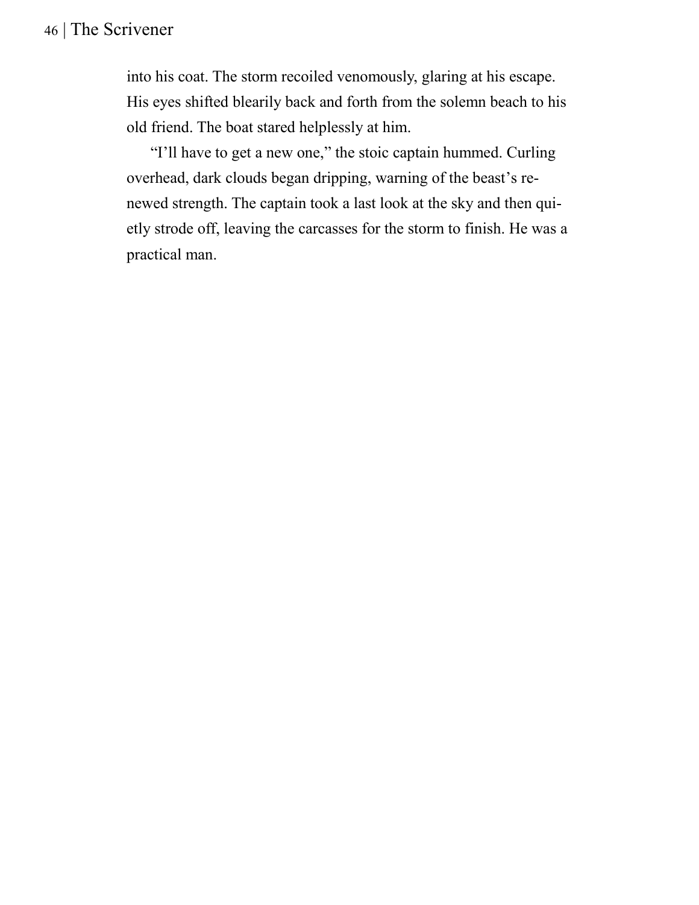into his coat. The storm recoiled venomously, glaring at his escape. His eyes shifted blearily back and forth from the solemn beach to his old friend. The boat stared helplessly at him.

“I’ll have to get a new one,” the stoic captain hummed. Curling overhead, dark clouds began dripping, warning of the beast’s renewed strength. The captain took a last look at the sky and then quietly strode off, leaving the carcasses for the storm to finish. He was a practical man.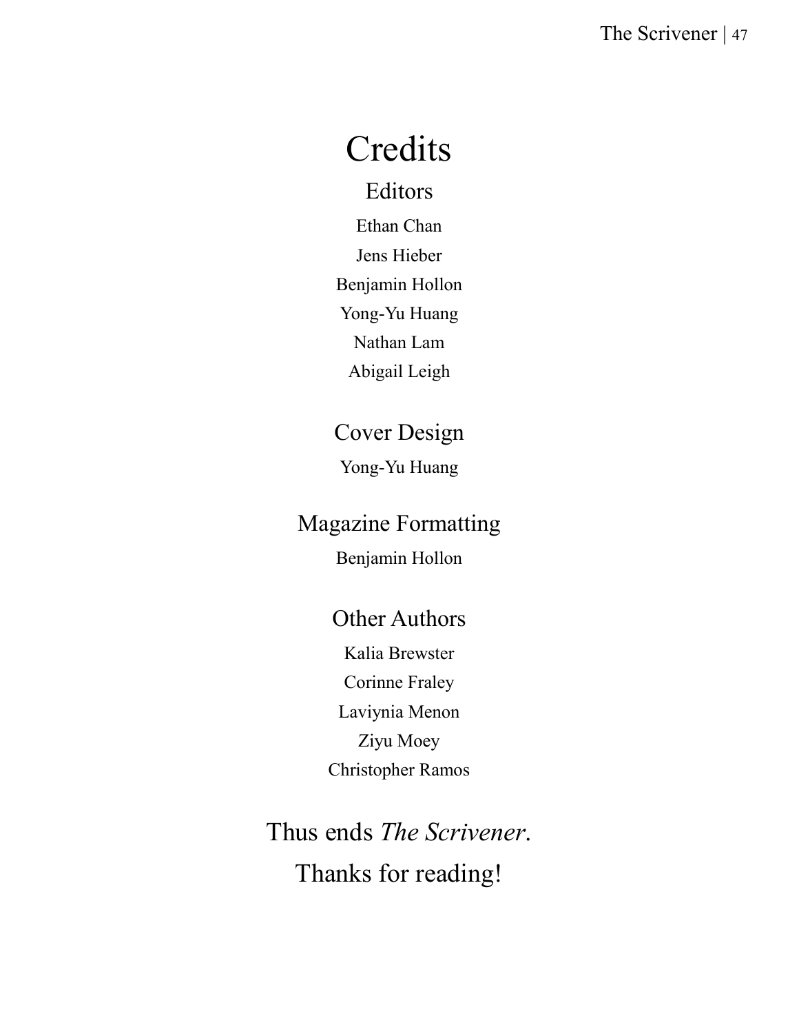# Credits

## Editors

Ethan Chan

Jens Hieber

Benjamin Hollon

Yong-Yu Huang

Nathan Lam

Abigail Leigh

## Cover Design

Yong-Yu Huang

## Magazine Formatting

Benjamin Hollon

## Other Authors

Kalia Brewster

Corinne Fraley

Laviynia Menon

Ziyu Moey

Christopher Ramos

Thus ends *The Scrivener*.

Thanks for reading!